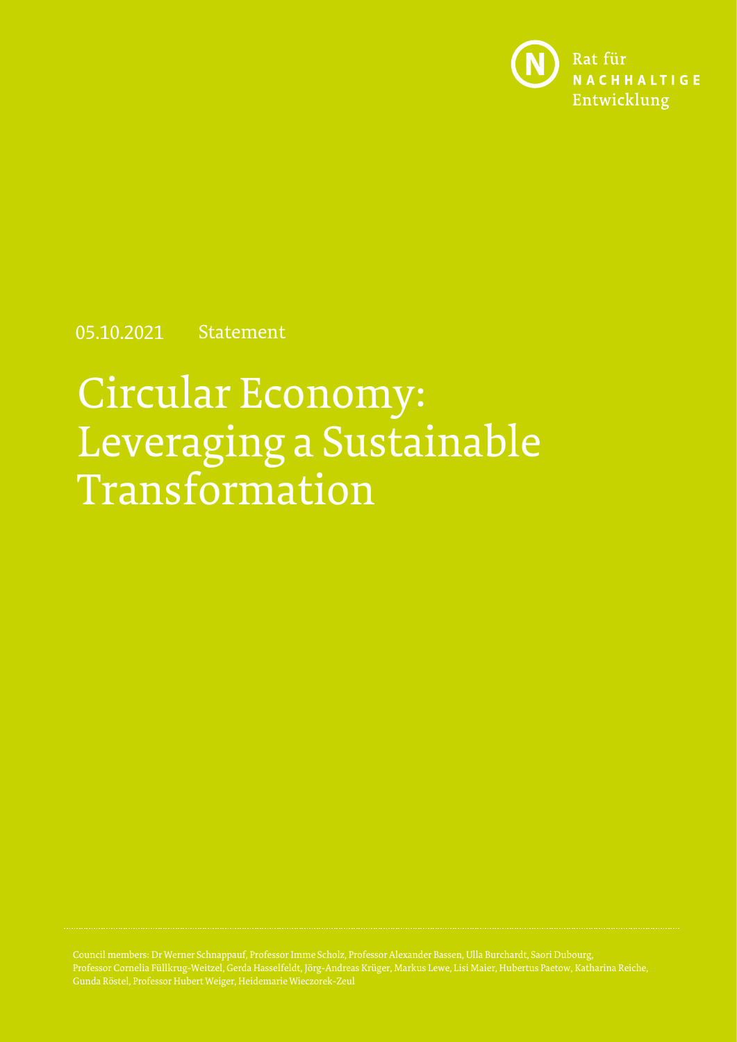Rat für
**NACHHALTIGE**
Entwicklung

05.10.2021 Statement

# Circular Economy: Leveraging a Sustainable Transformation

Council members: Dr Werner Schnappauf, Professor Imme Scholz, Professor Alexander Bassen, Ulla Burchardt, Saori Dubourg, Professor Cornelia Füllkrug-Weitzel, Gerda Hasselfeldt, Jörg-Andreas Krüger, Markus Lewe, Lisi Maier, Hubertus Paetow, Katharina Reiche, Gunda Röstel, Professor Hubert Weiger, Heidemarie Wieczorek-Zeul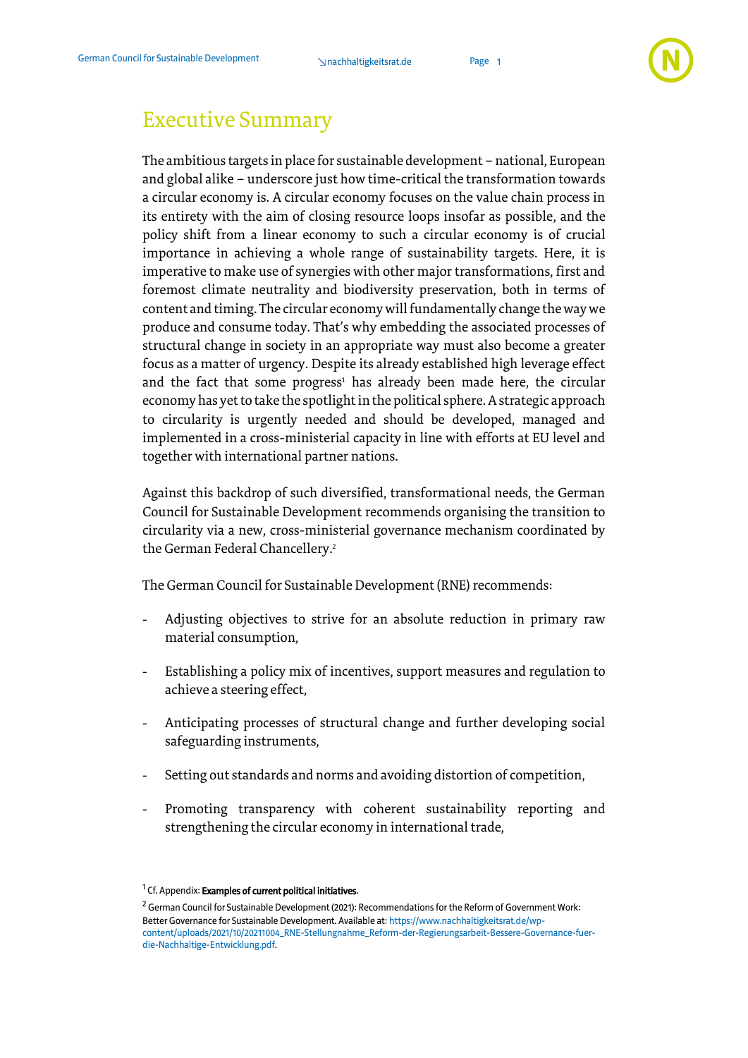# Executive Summary

The ambitious targets in place for sustainable development – national, European and global alike – underscore just how time-critical the transformation towards a circular economy is. A circular economy focuses on the value chain process in its entirety with the aim of closing resource loops insofar as possible, and the policy shift from a linear economy to such a circular economy is of crucial importance in achieving a whole range of sustainability targets. Here, it is imperative to make use of synergies with other major transformations, first and foremost climate neutrality and biodiversity preservation, both in terms of content and timing. The circular economy will fundamentally change the way we produce and consume today. That's why embedding the associated processes of structural change in society in an appropriate way must also become a greater focus as a matter of urgency. Despite its already established high leverage effect and the fact that some progress[1] has already been made here, the circular economy has yet to take the spotlight in the political sphere. A strategic approach to circularity is urgently needed and should be developed, managed and implemented in a cross-ministerial capacity in line with efforts at EU level and together with international partner nations.

Against this backdrop of such diversified, transformational needs, the German Council for Sustainable Development recommends organising the transition to circularity via a new, cross-ministerial governance mechanism coordinated by the German Federal Chancellery.[2]

The German Council for Sustainable Development (RNE) recommends:

- Adjusting objectives to strive for an absolute reduction in primary raw material consumption,
- Establishing a policy mix of incentives, support measures and regulation to achieve a steering effect,
- Anticipating processes of structural change and further developing social safeguarding instruments,
- Setting out standards and norms and avoiding distortion of competition,
- Promoting transparency with coherent sustainability reporting and strengthening the circular economy in international trade,

[1] Cf. Appendix: **Examples of current political initiatives**.

[2] German Council for Sustainable Development (2021): Recommendations for the Reform of Government Work: Better Governance for Sustainable Development. Available at: https://www.nachhaltigkeitsrat.de/wp-content/uploads/2021/10/20211004_RNE-Stellungnahme_Reform-der-Regierungsarbeit-Bessere-Governance-fuer-die-Nachhaltige-Entwicklung.pdf.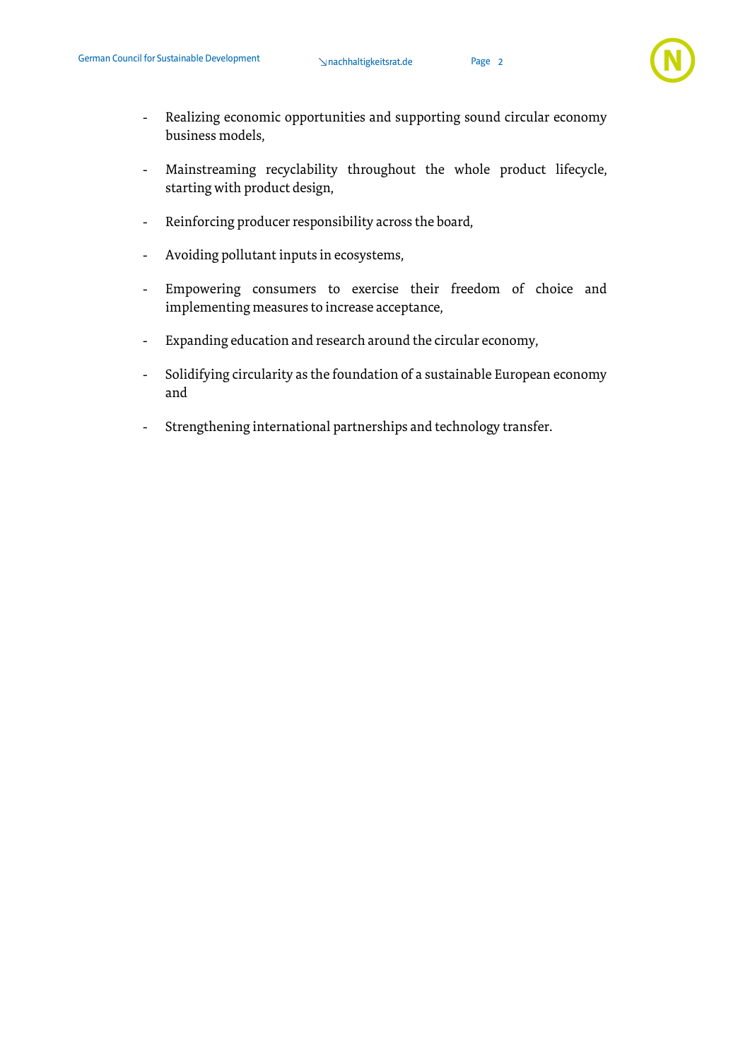- Realizing economic opportunities and supporting sound circular economy business models,

- Mainstreaming recyclability throughout the whole product lifecycle, starting with product design,

- Reinforcing producer responsibility across the board,

- Avoiding pollutant inputs in ecosystems,

- Empowering consumers to exercise their freedom of choice and implementing measures to increase acceptance,

- Expanding education and research around the circular economy,

- Solidifying circularity as the foundation of a sustainable European economy and

- Strengthening international partnerships and technology transfer.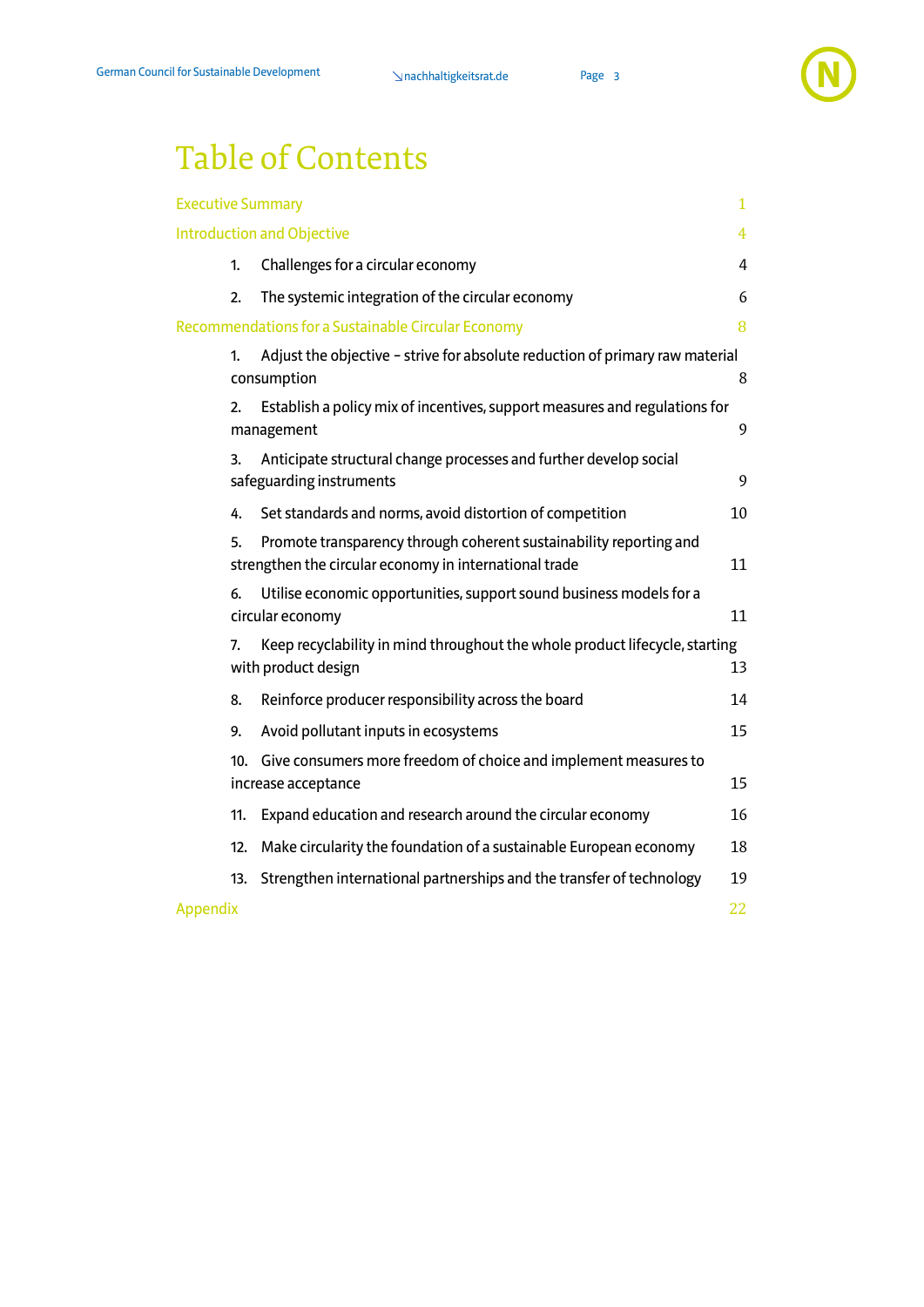# Table of Contents

| | |
|---|---|
| Executive Summary | 1 |
| Introduction and Objective | 4 |
| 1. Challenges for a circular economy | 4 |
| 2. The systemic integration of the circular economy | 6 |
| Recommendations for a Sustainable Circular Economy | 8 |
| 1. Adjust the objective – strive for absolute reduction of primary raw material consumption | 8 |
| 2. Establish a policy mix of incentives, support measures and regulations for management | 9 |
| 3. Anticipate structural change processes and further develop social safeguarding instruments | 9 |
| 4. Set standards and norms, avoid distortion of competition | 10 |
| 5. Promote transparency through coherent sustainability reporting and strengthen the circular economy in international trade | 11 |
| 6. Utilise economic opportunities, support sound business models for a circular economy | 11 |
| 7. Keep recyclability in mind throughout the whole product lifecycle, starting with product design | 13 |
| 8. Reinforce producer responsibility across the board | 14 |
| 9. Avoid pollutant inputs in ecosystems | 15 |
| 10. Give consumers more freedom of choice and implement measures to increase acceptance | 15 |
| 11. Expand education and research around the circular economy | 16 |
| 12. Make circularity the foundation of a sustainable European economy | 18 |
| 13. Strengthen international partnerships and the transfer of technology | 19 |
| Appendix | 22 |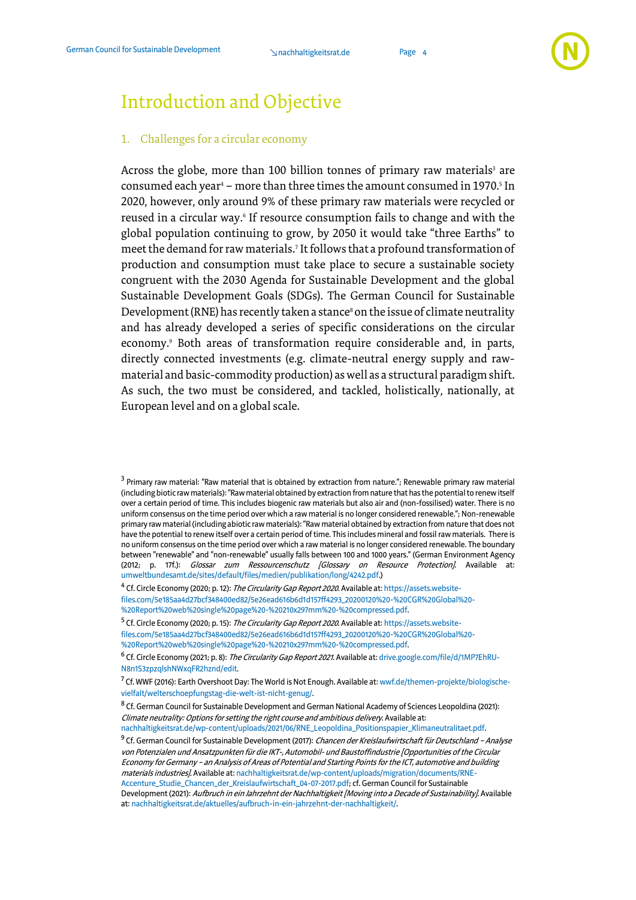# Introduction and Objective

## 1. Challenges for a circular economy

Across the globe, more than 100 billion tonnes of primary raw materials[3] are consumed each year[4] – more than three times the amount consumed in 1970.[5] In 2020, however, only around 9% of these primary raw materials were recycled or reused in a circular way.[6] If resource consumption fails to change and with the global population continuing to grow, by 2050 it would take "three Earths" to meet the demand for raw materials.[7] It follows that a profound transformation of production and consumption must take place to secure a sustainable society congruent with the 2030 Agenda for Sustainable Development and the global Sustainable Development Goals (SDGs). The German Council for Sustainable Development (RNE) has recently taken a stance[8] on the issue of climate neutrality and has already developed a series of specific considerations on the circular economy.[9] Both areas of transformation require considerable and, in parts, directly connected investments (e.g. climate-neutral energy supply and raw-material and basic-commodity production) as well as a structural paradigm shift. As such, the two must be considered, and tackled, holistically, nationally, at European level and on a global scale.

---

[3] Primary raw material: "Raw material that is obtained by extraction from nature."; Renewable primary raw material (including biotic raw materials): "Raw material obtained by extraction from nature that has the potential to renew itself over a certain period of time. This includes biogenic raw materials but also air and (non-fossilised) water. There is no uniform consensus on the time period over which a raw material is no longer considered renewable."; Non-renewable primary raw material (including abiotic raw materials): "Raw material obtained by extraction from nature that does not have the potential to renew itself over a certain period of time. This includes mineral and fossil raw materials. There is no uniform consensus on the time period over which a raw material is no longer considered renewable. The boundary between "renewable" and "non-renewable" usually falls between 100 and 1000 years." (German Environment Agency (2012; p. 17f.): *Glossar zum Ressourcenschutz [Glossary on Resource Protection]*. Available at: umweltbundesamt.de/sites/default/files/medien/publikation/long/4242.pdf.)

[4] Cf. Circle Economy (2020; p. 12): *The Circularity Gap Report 2020*. Available at: https://assets.website-files.com/5e185aa4d27bcf348400ed82/5e26ead616b6d1d157ff4293_20200120%20-%20CGR%20Global%20-%20Report%20web%20single%20page%20-%20210x297mm%20-%20compressed.pdf.

[5] Cf. Circle Economy (2020; p. 15): *The Circularity Gap Report 2020*. Available at: https://assets.website-files.com/5e185aa4d27bcf348400ed82/5e26ead616b6d1d157ff4293_20200120%20-%20CGR%20Global%20-%20Report%20web%20single%20page%20-%20210x297mm%20-%20compressed.pdf.

[6] Cf. Circle Economy (2021; p. 8): *The Circularity Gap Report 2021*. Available at: drive.google.com/file/d/1MP7EhRU-N8n1S3zpzqlshNWxqFR2hznd/edit.

[7] Cf. WWF (2016): Earth Overshoot Day: The World is Not Enough. Available at: wwf.de/themen-projekte/biologische-vielfalt/welterschoepfungstag-die-welt-ist-nicht-genug/.

[8] Cf. German Council for Sustainable Development and German National Academy of Sciences Leopoldina (2021): *Climate neutrality: Options for setting the right course and ambitious delivery*. Available at: nachhaltigkeitsrat.de/wp-content/uploads/2021/06/RNE_Leopoldina_Positionspapier_Klimaneutralitaet.pdf.

[9] Cf. German Council for Sustainable Development (2017): *Chancen der Kreislaufwirtschaft für Deutschland – Analyse von Potenzialen und Ansatzpunkten für die IKT-, Automobil- und Baustoffindustrie [Opportunities of the Circular Economy for Germany – an Analysis of Areas of Potential and Starting Points for the ICT, automotive and building materials industries]*. Available at: nachhaltigkeitsrat.de/wp-content/uploads/migration/documents/RNE-Accenture_Studie_Chancen_der_Kreislaufwirtschaft_04-07-2017.pdf; cf. German Council for Sustainable Development (2021): *Aufbruch in ein Jahrzehnt der Nachhaltigkeit [Moving into a Decade of Sustainability]*. Available at: nachhaltigkeitsrat.de/aktuelles/aufbruch-in-ein-jahrzehnt-der-nachhaltigkeit/.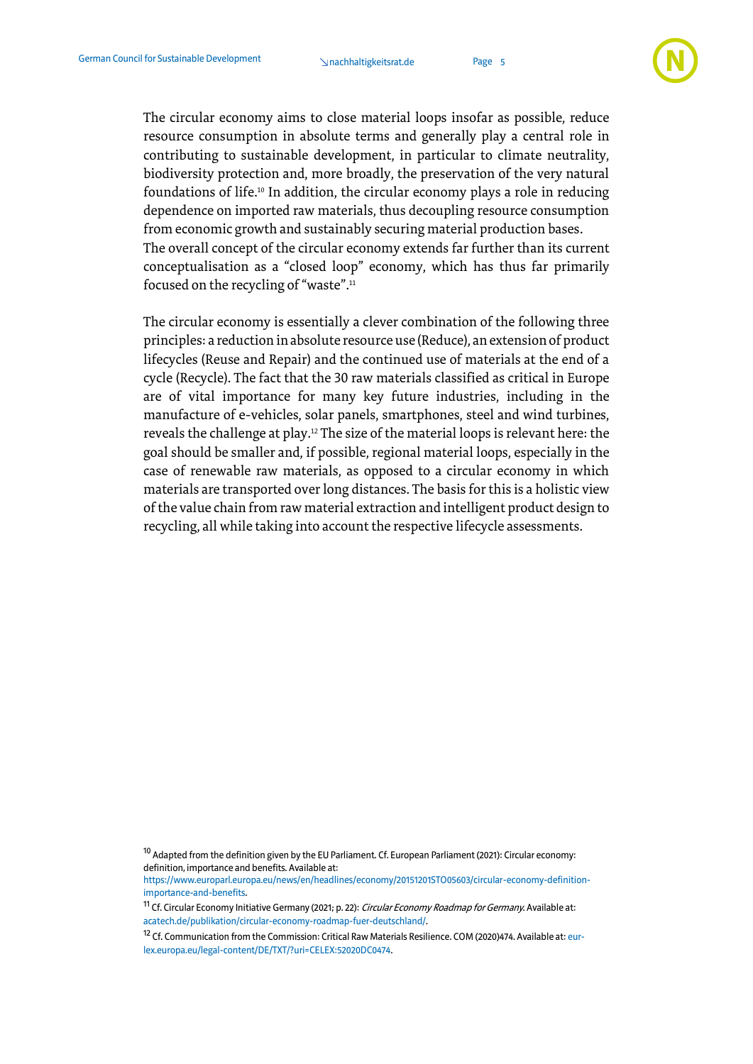The circular economy aims to close material loops insofar as possible, reduce resource consumption in absolute terms and generally play a central role in contributing to sustainable development, in particular to climate neutrality, biodiversity protection and, more broadly, the preservation of the very natural foundations of life.[10] In addition, the circular economy plays a role in reducing dependence on imported raw materials, thus decoupling resource consumption from economic growth and sustainably securing material production bases.
The overall concept of the circular economy extends far further than its current conceptualisation as a "closed loop" economy, which has thus far primarily focused on the recycling of "waste".[11]

The circular economy is essentially a clever combination of the following three principles: a reduction in absolute resource use (Reduce), an extension of product lifecycles (Reuse and Repair) and the continued use of materials at the end of a cycle (Recycle). The fact that the 30 raw materials classified as critical in Europe are of vital importance for many key future industries, including in the manufacture of e-vehicles, solar panels, smartphones, steel and wind turbines, reveals the challenge at play.[12] The size of the material loops is relevant here: the goal should be smaller and, if possible, regional material loops, especially in the case of renewable raw materials, as opposed to a circular economy in which materials are transported over long distances. The basis for this is a holistic view of the value chain from raw material extraction and intelligent product design to recycling, all while taking into account the respective lifecycle assessments.

[10] Adapted from the definition given by the EU Parliament. Cf. European Parliament (2021): Circular economy: definition, importance and benefits. Available at: https://www.europarl.europa.eu/news/en/headlines/economy/20151201STO05603/circular-economy-definition-importance-and-benefits.

[11] Cf. Circular Economy Initiative Germany (2021; p. 22): *Circular Economy Roadmap for Germany*. Available at: acatech.de/publikation/circular-economy-roadmap-fuer-deutschland/.

[12] Cf. Communication from the Commission: Critical Raw Materials Resilience. COM (2020)474. Available at: eur-lex.europa.eu/legal-content/DE/TXT/?uri=CELEX:52020DC0474.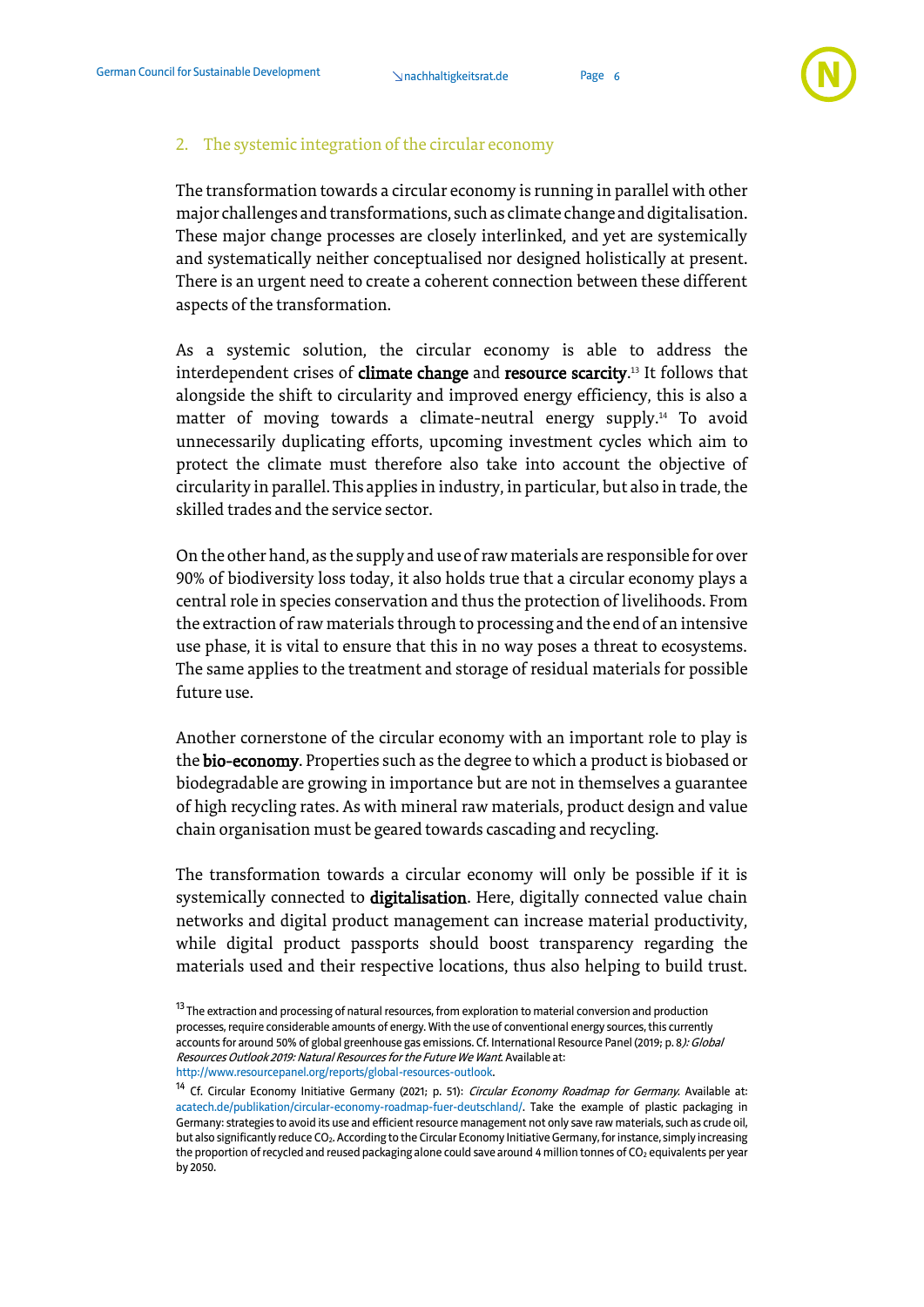## 2. The systemic integration of the circular economy

The transformation towards a circular economy is running in parallel with other major challenges and transformations, such as climate change and digitalisation. These major change processes are closely interlinked, and yet are systemically and systematically neither conceptualised nor designed holistically at present. There is an urgent need to create a coherent connection between these different aspects of the transformation.

As a systemic solution, the circular economy is able to address the interdependent crises of **climate change** and **resource scarcity**.[13] It follows that alongside the shift to circularity and improved energy efficiency, this is also a matter of moving towards a climate-neutral energy supply.[14] To avoid unnecessarily duplicating efforts, upcoming investment cycles which aim to protect the climate must therefore also take into account the objective of circularity in parallel. This applies in industry, in particular, but also in trade, the skilled trades and the service sector.

On the other hand, as the supply and use of raw materials are responsible for over 90% of biodiversity loss today, it also holds true that a circular economy plays a central role in species conservation and thus the protection of livelihoods. From the extraction of raw materials through to processing and the end of an intensive use phase, it is vital to ensure that this in no way poses a threat to ecosystems. The same applies to the treatment and storage of residual materials for possible future use.

Another cornerstone of the circular economy with an important role to play is the **bio-economy**. Properties such as the degree to which a product is biobased or biodegradable are growing in importance but are not in themselves a guarantee of high recycling rates. As with mineral raw materials, product design and value chain organisation must be geared towards cascading and recycling.

The transformation towards a circular economy will only be possible if it is systemically connected to **digitalisation**. Here, digitally connected value chain networks and digital product management can increase material productivity, while digital product passports should boost transparency regarding the materials used and their respective locations, thus also helping to build trust.

[13] The extraction and processing of natural resources, from exploration to material conversion and production processes, require considerable amounts of energy. With the use of conventional energy sources, this currently accounts for around 50% of global greenhouse gas emissions. Cf. International Resource Panel (2019; p. 8*): Global Resources Outlook 2019: Natural Resources for the Future We Want*. Available at: http://www.resourcepanel.org/reports/global-resources-outlook.

[14] Cf. Circular Economy Initiative Germany (2021; p. 51): *Circular Economy Roadmap for Germany*. Available at: acatech.de/publikation/circular-economy-roadmap-fuer-deutschland/. Take the example of plastic packaging in Germany: strategies to avoid its use and efficient resource management not only save raw materials, such as crude oil, but also significantly reduce $CO_2$. According to the Circular Economy Initiative Germany, for instance, simply increasing the proportion of recycled and reused packaging alone could save around 4 million tonnes of $CO_2$ equivalents per year by 2050.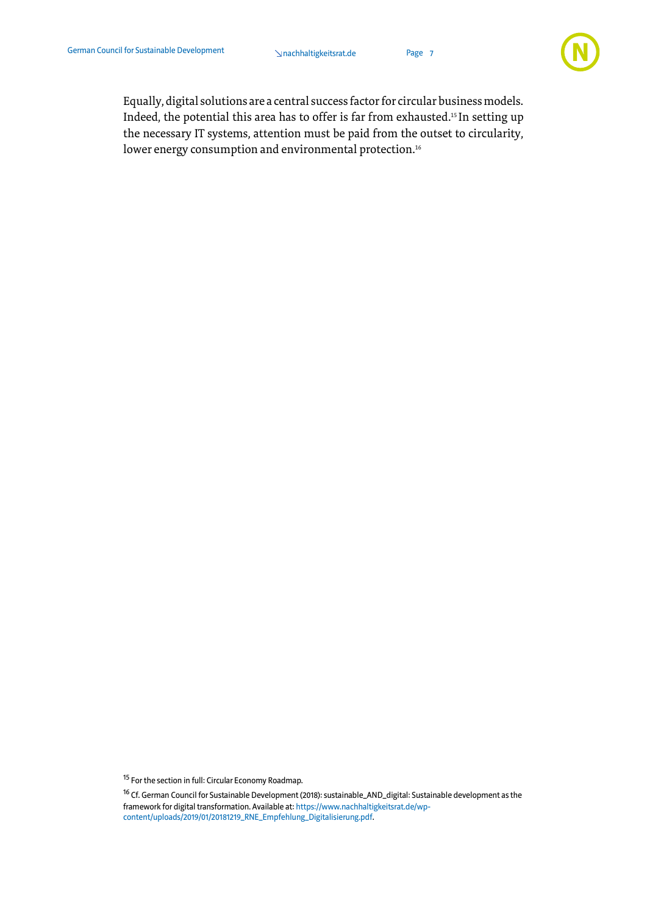Equally, digital solutions are a central success factor for circular business models. Indeed, the potential this area has to offer is far from exhausted.[15] In setting up the necessary IT systems, attention must be paid from the outset to circularity, lower energy consumption and environmental protection.[16]

[15] For the section in full: Circular Economy Roadmap.

[16] Cf. German Council for Sustainable Development (2018): sustainable_AND_digital: Sustainable development as the framework for digital transformation. Available at: https://www.nachhaltigkeitsrat.de/wp-content/uploads/2019/01/20181219_RNE_Empfehlung_Digitalisierung.pdf.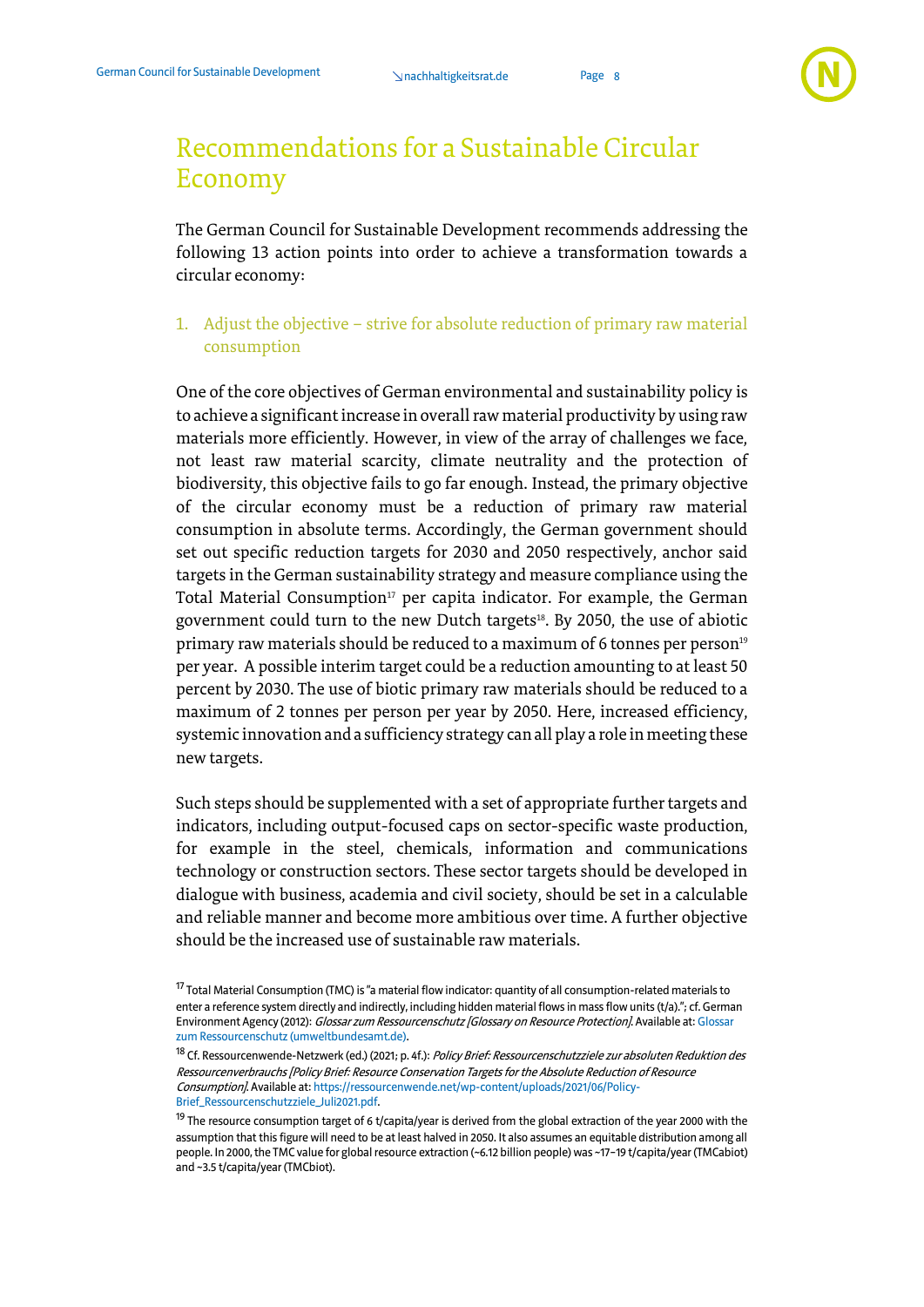# Recommendations for a Sustainable Circular Economy

The German Council for Sustainable Development recommends addressing the following 13 action points into order to achieve a transformation towards a circular economy:

## 1. Adjust the objective – strive for absolute reduction of primary raw material consumption

One of the core objectives of German environmental and sustainability policy is to achieve a significant increase in overall raw material productivity by using raw materials more efficiently. However, in view of the array of challenges we face, not least raw material scarcity, climate neutrality and the protection of biodiversity, this objective fails to go far enough. Instead, the primary objective of the circular economy must be a reduction of primary raw material consumption in absolute terms. Accordingly, the German government should set out specific reduction targets for 2030 and 2050 respectively, anchor said targets in the German sustainability strategy and measure compliance using the Total Material Consumption[17] per capita indicator. For example, the German government could turn to the new Dutch targets[18]. By 2050, the use of abiotic primary raw materials should be reduced to a maximum of 6 tonnes per person[19] per year. A possible interim target could be a reduction amounting to at least 50 percent by 2030. The use of biotic primary raw materials should be reduced to a maximum of 2 tonnes per person per year by 2050. Here, increased efficiency, systemic innovation and a sufficiency strategy can all play a role in meeting these new targets.

Such steps should be supplemented with a set of appropriate further targets and indicators, including output-focused caps on sector-specific waste production, for example in the steel, chemicals, information and communications technology or construction sectors. These sector targets should be developed in dialogue with business, academia and civil society, should be set in a calculable and reliable manner and become more ambitious over time. A further objective should be the increased use of sustainable raw materials.

[17] Total Material Consumption (TMC) is "a material flow indicator: quantity of all consumption-related materials to enter a reference system directly and indirectly, including hidden material flows in mass flow units (t/a)."; cf. German Environment Agency (2012): *Glossar zum Ressourcenschutz [Glossary on Resource Protection]*. Available at: Glossar zum Ressourcenschutz (umweltbundesamt.de).

[18] Cf. Ressourcenwende-Netzwerk (ed.) (2021; p. 4f.): *Policy Brief: Ressourcenschutzziele zur absoluten Reduktion des Ressourcenverbrauchs [Policy Brief: Resource Conservation Targets for the Absolute Reduction of Resource Consumption]*. Available at: https://ressourcenwende.net/wp-content/uploads/2021/06/Policy-Brief_Ressourcenschutzziele_Juli2021.pdf.

[19] The resource consumption target of 6 t/capita/year is derived from the global extraction of the year 2000 with the assumption that this figure will need to be at least halved in 2050. It also assumes an equitable distribution among all people. In 2000, the TMC value for global resource extraction (~6.12 billion people) was ~17–19 t/capita/year (TMCabiot) and ~3.5 t/capita/year (TMCbiot).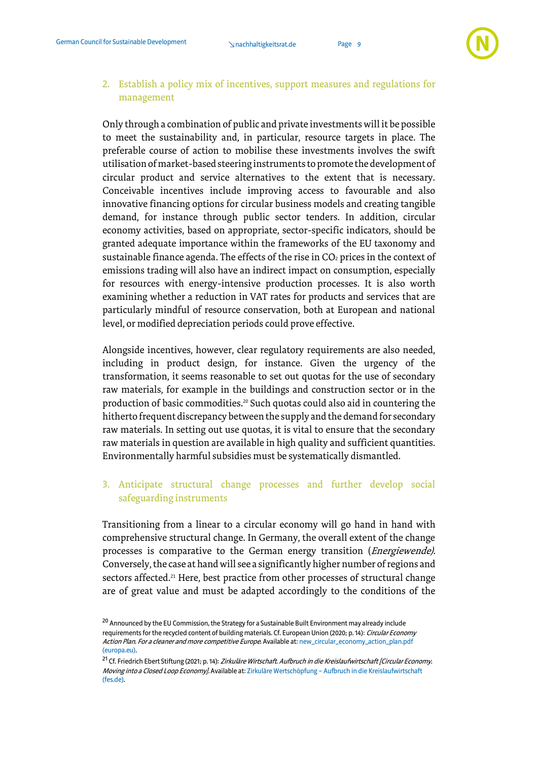2. Establish a policy mix of incentives, support measures and regulations for management

Only through a combination of public and private investments will it be possible to meet the sustainability and, in particular, resource targets in place. The preferable course of action to mobilise these investments involves the swift utilisation of market-based steering instruments to promote the development of circular product and service alternatives to the extent that is necessary. Conceivable incentives include improving access to favourable and also innovative financing options for circular business models and creating tangible demand, for instance through public sector tenders. In addition, circular economy activities, based on appropriate, sector-specific indicators, should be granted adequate importance within the frameworks of the EU taxonomy and sustainable finance agenda. The effects of the rise in $CO_2$ prices in the context of emissions trading will also have an indirect impact on consumption, especially for resources with energy-intensive production processes. It is also worth examining whether a reduction in VAT rates for products and services that are particularly mindful of resource conservation, both at European and national level, or modified depreciation periods could prove effective.

Alongside incentives, however, clear regulatory requirements are also needed, including in product design, for instance. Given the urgency of the transformation, it seems reasonable to set out quotas for the use of secondary raw materials, for example in the buildings and construction sector or in the production of basic commodities.[20] Such quotas could also aid in countering the hitherto frequent discrepancy between the supply and the demand for secondary raw materials. In setting out use quotas, it is vital to ensure that the secondary raw materials in question are available in high quality and sufficient quantities. Environmentally harmful subsidies must be systematically dismantled.

3. Anticipate structural change processes and further develop social safeguarding instruments

Transitioning from a linear to a circular economy will go hand in hand with comprehensive structural change. In Germany, the overall extent of the change processes is comparative to the German energy transition (*Energiewende*). Conversely, the case at hand will see a significantly higher number of regions and sectors affected.[21] Here, best practice from other processes of structural change are of great value and must be adapted accordingly to the conditions of the

[20] Announced by the EU Commission, the Strategy for a Sustainable Built Environment may already include requirements for the recycled content of building materials. Cf. European Union (2020; p. 14): *Circular Economy Action Plan. For a cleaner and more competitive Europe*. Available at: new_circular_economy_action_plan.pdf (europa.eu).

[21] Cf. Friedrich Ebert Stiftung (2021; p. 14): *Zirkuläre Wirtschaft. Aufbruch in die Kreislaufwirtschaft [Circular Economy. Moving into a Closed Loop Economy]*. Available at: Zirkuläre Wertschöpfung – Aufbruch in die Kreislaufwirtschaft (fes.de).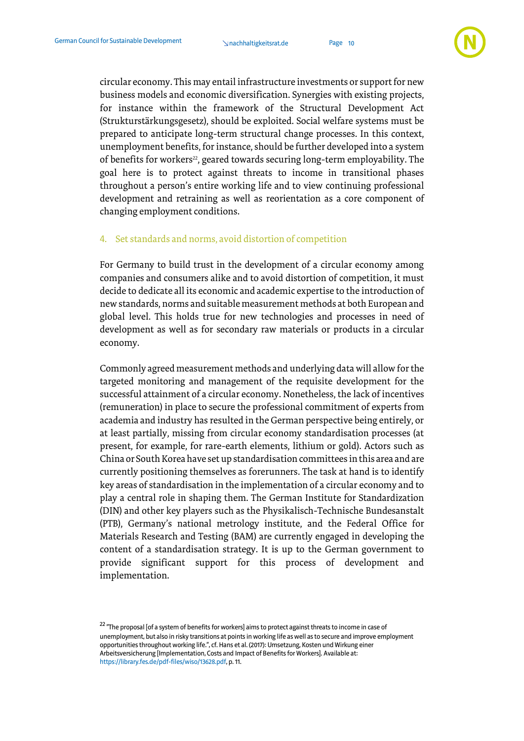circular economy. This may entail infrastructure investments or support for new business models and economic diversification. Synergies with existing projects, for instance within the framework of the Structural Development Act (Strukturstärkungsgesetz), should be exploited. Social welfare systems must be prepared to anticipate long-term structural change processes. In this context, unemployment benefits, for instance, should be further developed into a system of benefits for workers[22], geared towards securing long-term employability. The goal here is to protect against threats to income in transitional phases throughout a person's entire working life and to view continuing professional development and retraining as well as reorientation as a core component of changing employment conditions.

4. Set standards and norms, avoid distortion of competition

For Germany to build trust in the development of a circular economy among companies and consumers alike and to avoid distortion of competition, it must decide to dedicate all its economic and academic expertise to the introduction of new standards, norms and suitable measurement methods at both European and global level. This holds true for new technologies and processes in need of development as well as for secondary raw materials or products in a circular economy.

Commonly agreed measurement methods and underlying data will allow for the targeted monitoring and management of the requisite development for the successful attainment of a circular economy. Nonetheless, the lack of incentives (remuneration) in place to secure the professional commitment of experts from academia and industry has resulted in the German perspective being entirely, or at least partially, missing from circular economy standardisation processes (at present, for example, for rare-earth elements, lithium or gold). Actors such as China or South Korea have set up standardisation committees in this area and are currently positioning themselves as forerunners. The task at hand is to identify key areas of standardisation in the implementation of a circular economy and to play a central role in shaping them. The German Institute for Standardization (DIN) and other key players such as the Physikalisch-Technische Bundesanstalt (PTB), Germany's national metrology institute, and the Federal Office for Materials Research and Testing (BAM) are currently engaged in developing the content of a standardisation strategy. It is up to the German government to provide significant support for this process of development and implementation.

[22] "The proposal [of a system of benefits for workers] aims to protect against threats to income in case of unemployment, but also in risky transitions at points in working life as well as to secure and improve employment opportunities throughout working life.", cf. Hans et al. (2017): Umsetzung, Kosten und Wirkung einer Arbeitsversicherung [Implementation, Costs and Impact of Benefits for Workers]. Available at: https://library.fes.de/pdf-files/wiso/13628.pdf, p. 11.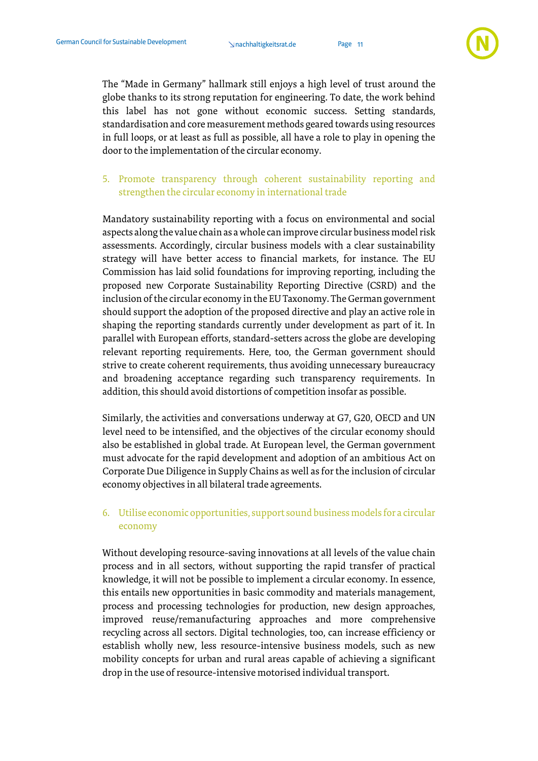The "Made in Germany" hallmark still enjoys a high level of trust around the globe thanks to its strong reputation for engineering. To date, the work behind this label has not gone without economic success. Setting standards, standardisation and core measurement methods geared towards using resources in full loops, or at least as full as possible, all have a role to play in opening the door to the implementation of the circular economy.

5. Promote transparency through coherent sustainability reporting and strengthen the circular economy in international trade

Mandatory sustainability reporting with a focus on environmental and social aspects along the value chain as a whole can improve circular business model risk assessments. Accordingly, circular business models with a clear sustainability strategy will have better access to financial markets, for instance. The EU Commission has laid solid foundations for improving reporting, including the proposed new Corporate Sustainability Reporting Directive (CSRD) and the inclusion of the circular economy in the EU Taxonomy. The German government should support the adoption of the proposed directive and play an active role in shaping the reporting standards currently under development as part of it. In parallel with European efforts, standard-setters across the globe are developing relevant reporting requirements. Here, too, the German government should strive to create coherent requirements, thus avoiding unnecessary bureaucracy and broadening acceptance regarding such transparency requirements. In addition, this should avoid distortions of competition insofar as possible.

Similarly, the activities and conversations underway at G7, G20, OECD and UN level need to be intensified, and the objectives of the circular economy should also be established in global trade. At European level, the German government must advocate for the rapid development and adoption of an ambitious Act on Corporate Due Diligence in Supply Chains as well as for the inclusion of circular economy objectives in all bilateral trade agreements.

6. Utilise economic opportunities, support sound business models for a circular economy

Without developing resource-saving innovations at all levels of the value chain process and in all sectors, without supporting the rapid transfer of practical knowledge, it will not be possible to implement a circular economy. In essence, this entails new opportunities in basic commodity and materials management, process and processing technologies for production, new design approaches, improved reuse/remanufacturing approaches and more comprehensive recycling across all sectors. Digital technologies, too, can increase efficiency or establish wholly new, less resource-intensive business models, such as new mobility concepts for urban and rural areas capable of achieving a significant drop in the use of resource-intensive motorised individual transport.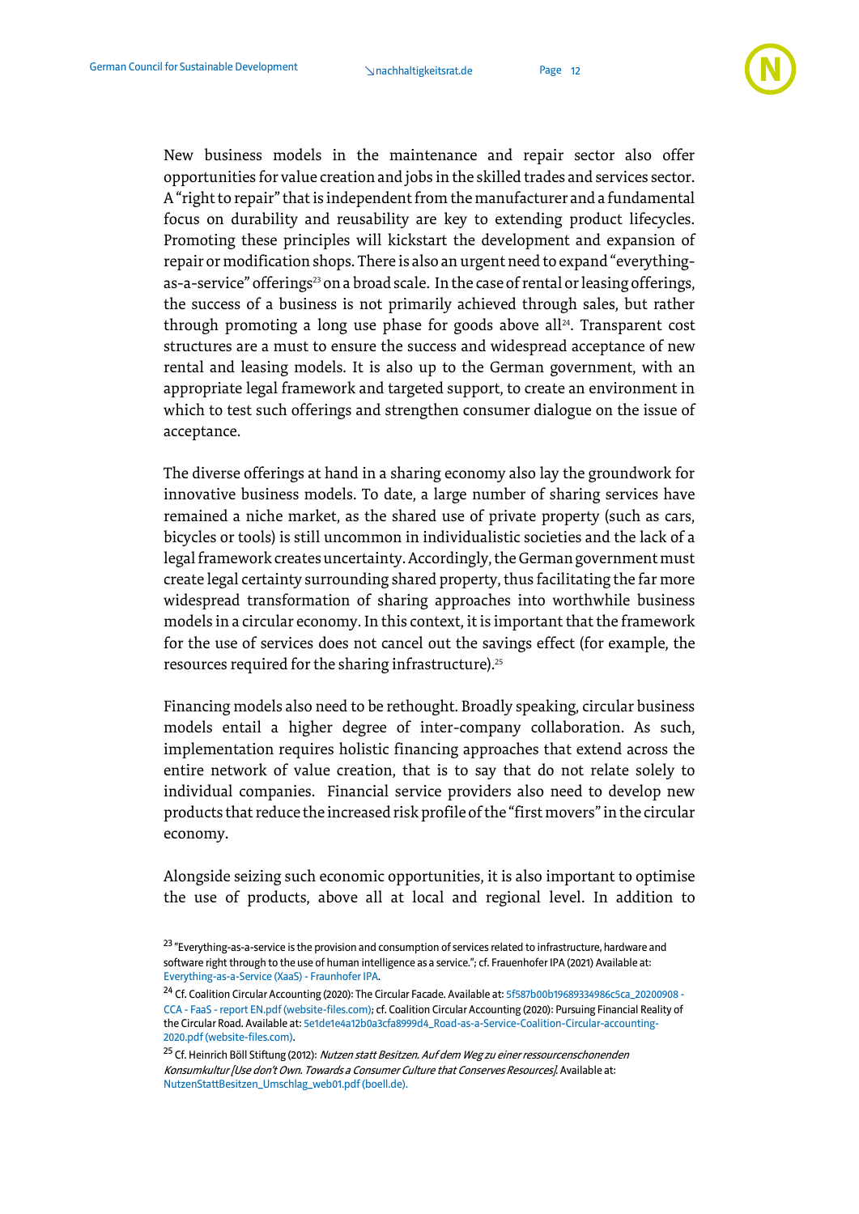New business models in the maintenance and repair sector also offer opportunities for value creation and jobs in the skilled trades and services sector. A "right to repair" that is independent from the manufacturer and a fundamental focus on durability and reusability are key to extending product lifecycles. Promoting these principles will kickstart the development and expansion of repair or modification shops. There is also an urgent need to expand "everything-as-a-service" offerings[23] on a broad scale. In the case of rental or leasing offerings, the success of a business is not primarily achieved through sales, but rather through promoting a long use phase for goods above all[24]. Transparent cost structures are a must to ensure the success and widespread acceptance of new rental and leasing models. It is also up to the German government, with an appropriate legal framework and targeted support, to create an environment in which to test such offerings and strengthen consumer dialogue on the issue of acceptance.

The diverse offerings at hand in a sharing economy also lay the groundwork for innovative business models. To date, a large number of sharing services have remained a niche market, as the shared use of private property (such as cars, bicycles or tools) is still uncommon in individualistic societies and the lack of a legal framework creates uncertainty. Accordingly, the German government must create legal certainty surrounding shared property, thus facilitating the far more widespread transformation of sharing approaches into worthwhile business models in a circular economy. In this context, it is important that the framework for the use of services does not cancel out the savings effect (for example, the resources required for the sharing infrastructure).[25]

Financing models also need to be rethought. Broadly speaking, circular business models entail a higher degree of inter-company collaboration. As such, implementation requires holistic financing approaches that extend across the entire network of value creation, that is to say that do not relate solely to individual companies. Financial service providers also need to develop new products that reduce the increased risk profile of the "first movers" in the circular economy.

Alongside seizing such economic opportunities, it is also important to optimise the use of products, above all at local and regional level. In addition to

[23] "Everything-as-a-service is the provision and consumption of services related to infrastructure, hardware and software right through to the use of human intelligence as a service."; cf. Frauenhofer IPA (2021) Available at: Everything-as-a-Service (XaaS) - Fraunhofer IPA.

[24] Cf. Coalition Circular Accounting (2020): The Circular Facade. Available at: 5f587b00b19689334986c5ca_20200908 - CCA - FaaS - report EN.pdf (website-files.com); cf. Coalition Circular Accounting (2020): Pursuing Financial Reality of the Circular Road. Available at: 5e1de1e4a12b0a3cfa8999d4_Road-as-a-Service-Coalition-Circular-accounting-2020.pdf (website-files.com).

[25] Cf. Heinrich Böll Stiftung (2012): *Nutzen statt Besitzen. Auf dem Weg zu einer ressourcenschonenden Konsumkultur [Use don't Own. Towards a Consumer Culture that Conserves Resources].* Available at: NutzenStattBesitzen_Umschlag_web01.pdf (boell.de).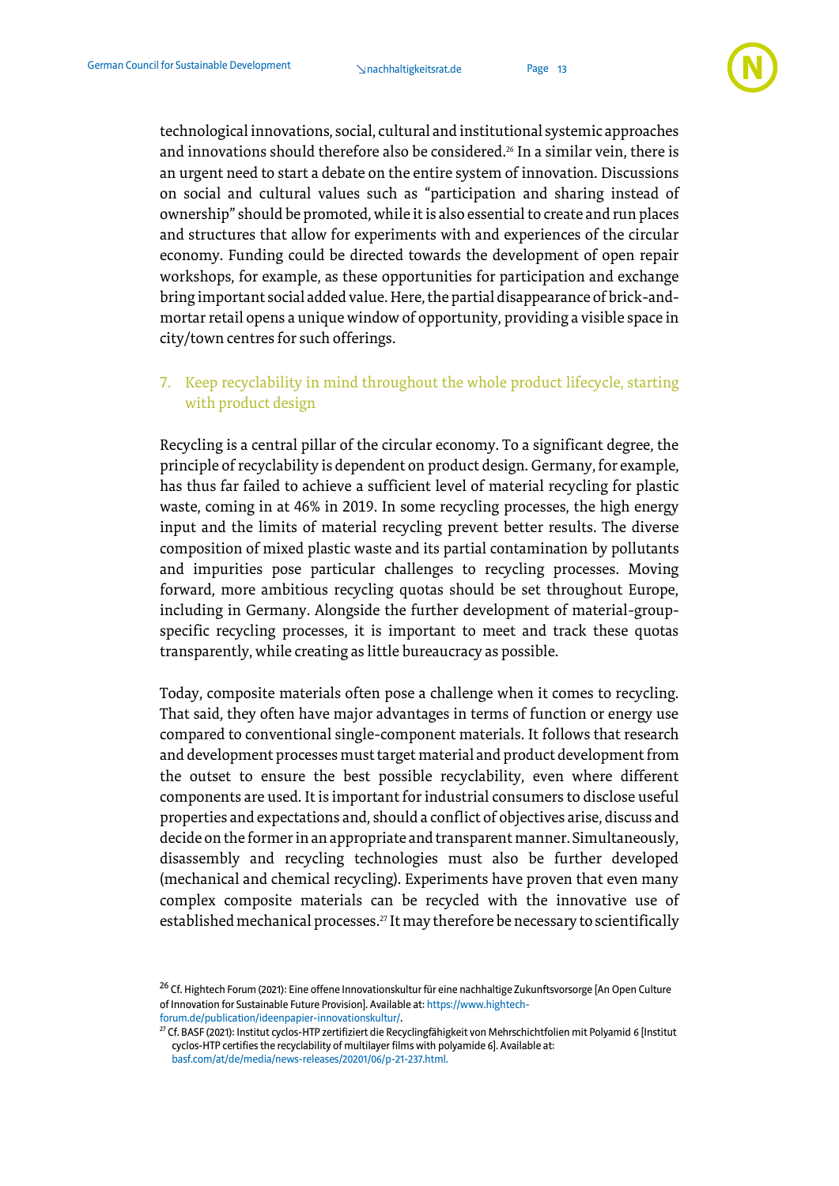technological innovations, social, cultural and institutional systemic approaches and innovations should therefore also be considered.[26] In a similar vein, there is an urgent need to start a debate on the entire system of innovation. Discussions on social and cultural values such as "participation and sharing instead of ownership" should be promoted, while it is also essential to create and run places and structures that allow for experiments with and experiences of the circular economy. Funding could be directed towards the development of open repair workshops, for example, as these opportunities for participation and exchange bring important social added value. Here, the partial disappearance of brick-and-mortar retail opens a unique window of opportunity, providing a visible space in city/town centres for such offerings.

### 7. Keep recyclability in mind throughout the whole product lifecycle, starting with product design

Recycling is a central pillar of the circular economy. To a significant degree, the principle of recyclability is dependent on product design. Germany, for example, has thus far failed to achieve a sufficient level of material recycling for plastic waste, coming in at 46% in 2019. In some recycling processes, the high energy input and the limits of material recycling prevent better results. The diverse composition of mixed plastic waste and its partial contamination by pollutants and impurities pose particular challenges to recycling processes. Moving forward, more ambitious recycling quotas should be set throughout Europe, including in Germany. Alongside the further development of material-group-specific recycling processes, it is important to meet and track these quotas transparently, while creating as little bureaucracy as possible.

Today, composite materials often pose a challenge when it comes to recycling. That said, they often have major advantages in terms of function or energy use compared to conventional single-component materials. It follows that research and development processes must target material and product development from the outset to ensure the best possible recyclability, even where different components are used. It is important for industrial consumers to disclose useful properties and expectations and, should a conflict of objectives arise, discuss and decide on the former in an appropriate and transparent manner. Simultaneously, disassembly and recycling technologies must also be further developed (mechanical and chemical recycling). Experiments have proven that even many complex composite materials can be recycled with the innovative use of established mechanical processes.[27] It may therefore be necessary to scientifically

[26] Cf. Hightech Forum (2021): Eine offene Innovationskultur für eine nachhaltige Zukunftsvorsorge [An Open Culture of Innovation for Sustainable Future Provision]. Available at: https://www.hightech-forum.de/publication/ideenpapier-innovationskultur/.

[27] Cf. BASF (2021): Institut cyclos-HTP zertifiziert die Recyclingfähigkeit von Mehrschichtfolien mit Polyamid 6 [Institut cyclos-HTP certifies the recyclability of multilayer films with polyamide 6]. Available at: basf.com/at/de/media/news-releases/20201/06/p-21-237.html.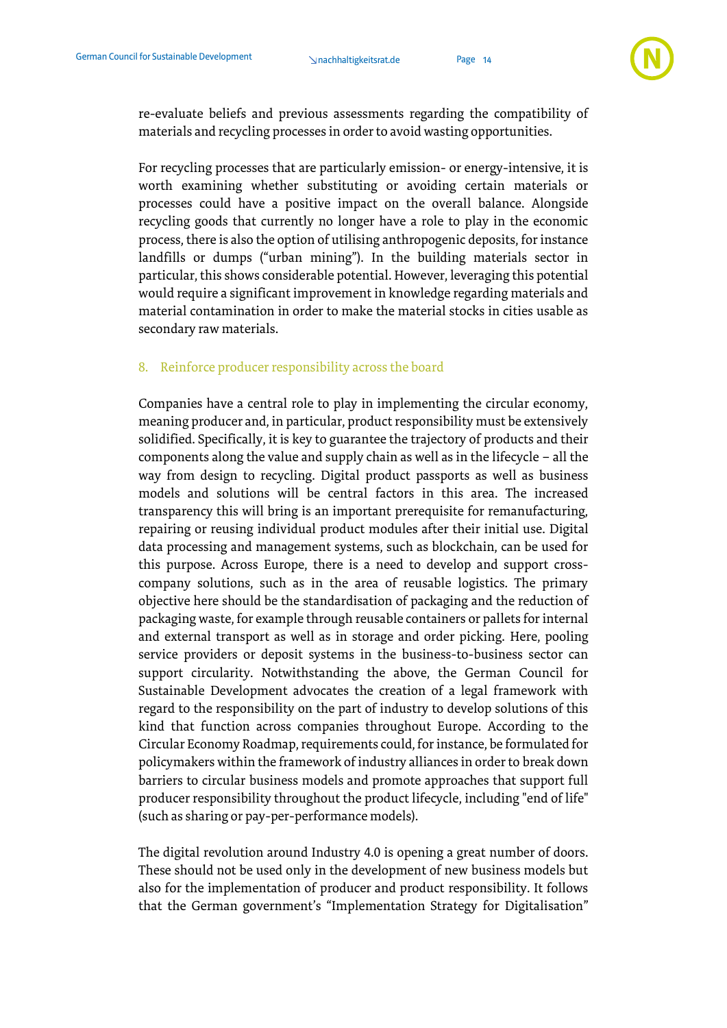re-evaluate beliefs and previous assessments regarding the compatibility of materials and recycling processes in order to avoid wasting opportunities.

For recycling processes that are particularly emission- or energy-intensive, it is worth examining whether substituting or avoiding certain materials or processes could have a positive impact on the overall balance. Alongside recycling goods that currently no longer have a role to play in the economic process, there is also the option of utilising anthropogenic deposits, for instance landfills or dumps ("urban mining"). In the building materials sector in particular, this shows considerable potential. However, leveraging this potential would require a significant improvement in knowledge regarding materials and material contamination in order to make the material stocks in cities usable as secondary raw materials.

### 8. Reinforce producer responsibility across the board

Companies have a central role to play in implementing the circular economy, meaning producer and, in particular, product responsibility must be extensively solidified. Specifically, it is key to guarantee the trajectory of products and their components along the value and supply chain as well as in the lifecycle – all the way from design to recycling. Digital product passports as well as business models and solutions will be central factors in this area. The increased transparency this will bring is an important prerequisite for remanufacturing, repairing or reusing individual product modules after their initial use. Digital data processing and management systems, such as blockchain, can be used for this purpose. Across Europe, there is a need to develop and support cross-company solutions, such as in the area of reusable logistics. The primary objective here should be the standardisation of packaging and the reduction of packaging waste, for example through reusable containers or pallets for internal and external transport as well as in storage and order picking. Here, pooling service providers or deposit systems in the business-to-business sector can support circularity. Notwithstanding the above, the German Council for Sustainable Development advocates the creation of a legal framework with regard to the responsibility on the part of industry to develop solutions of this kind that function across companies throughout Europe. According to the Circular Economy Roadmap, requirements could, for instance, be formulated for policymakers within the framework of industry alliances in order to break down barriers to circular business models and promote approaches that support full producer responsibility throughout the product lifecycle, including "end of life" (such as sharing or pay-per-performance models).

The digital revolution around Industry 4.0 is opening a great number of doors. These should not be used only in the development of new business models but also for the implementation of producer and product responsibility. It follows that the German government's "Implementation Strategy for Digitalisation"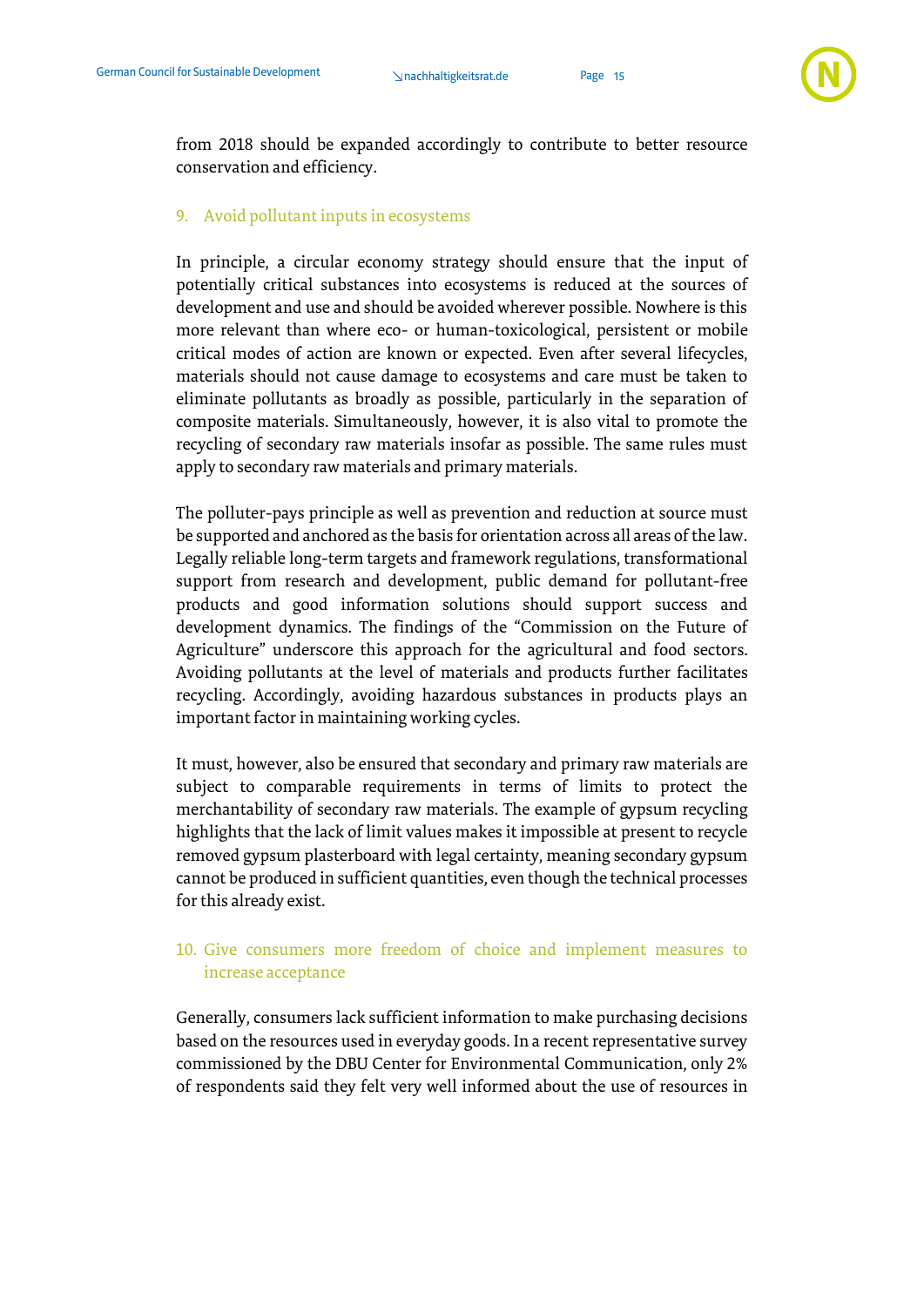from 2018 should be expanded accordingly to contribute to better resource conservation and efficiency.

## 9. Avoid pollutant inputs in ecosystems

In principle, a circular economy strategy should ensure that the input of potentially critical substances into ecosystems is reduced at the sources of development and use and should be avoided wherever possible. Nowhere is this more relevant than where eco- or human-toxicological, persistent or mobile critical modes of action are known or expected. Even after several lifecycles, materials should not cause damage to ecosystems and care must be taken to eliminate pollutants as broadly as possible, particularly in the separation of composite materials. Simultaneously, however, it is also vital to promote the recycling of secondary raw materials insofar as possible. The same rules must apply to secondary raw materials and primary materials.

The polluter-pays principle as well as prevention and reduction at source must be supported and anchored as the basis for orientation across all areas of the law. Legally reliable long-term targets and framework regulations, transformational support from research and development, public demand for pollutant-free products and good information solutions should support success and development dynamics. The findings of the “Commission on the Future of Agriculture” underscore this approach for the agricultural and food sectors. Avoiding pollutants at the level of materials and products further facilitates recycling. Accordingly, avoiding hazardous substances in products plays an important factor in maintaining working cycles.

It must, however, also be ensured that secondary and primary raw materials are subject to comparable requirements in terms of limits to protect the merchantability of secondary raw materials. The example of gypsum recycling highlights that the lack of limit values makes it impossible at present to recycle removed gypsum plasterboard with legal certainty, meaning secondary gypsum cannot be produced in sufficient quantities, even though the technical processes for this already exist.

## 10. Give consumers more freedom of choice and implement measures to increase acceptance

Generally, consumers lack sufficient information to make purchasing decisions based on the resources used in everyday goods. In a recent representative survey commissioned by the DBU Center for Environmental Communication, only 2% of respondents said they felt very well informed about the use of resources in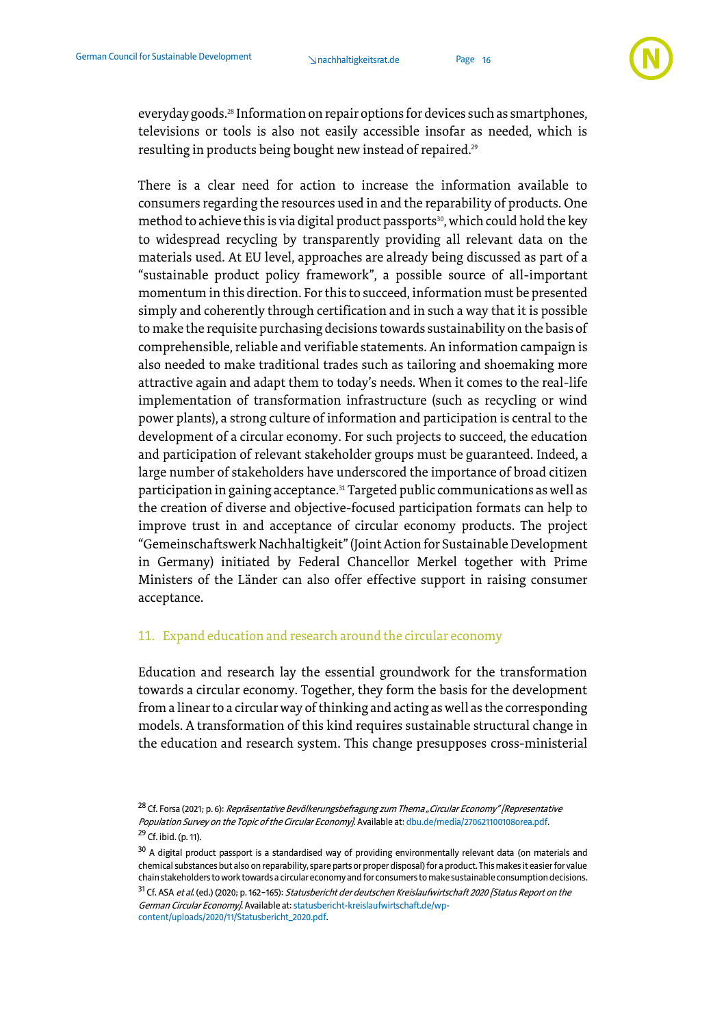everyday goods.[28] Information on repair options for devices such as smartphones, televisions or tools is also not easily accessible insofar as needed, which is resulting in products being bought new instead of repaired.[29]

There is a clear need for action to increase the information available to consumers regarding the resources used in and the reparability of products. One method to achieve this is via digital product passports[30], which could hold the key to widespread recycling by transparently providing all relevant data on the materials used. At EU level, approaches are already being discussed as part of a "sustainable product policy framework", a possible source of all-important momentum in this direction. For this to succeed, information must be presented simply and coherently through certification and in such a way that it is possible to make the requisite purchasing decisions towards sustainability on the basis of comprehensible, reliable and verifiable statements. An information campaign is also needed to make traditional trades such as tailoring and shoemaking more attractive again and adapt them to today's needs. When it comes to the real-life implementation of transformation infrastructure (such as recycling or wind power plants), a strong culture of information and participation is central to the development of a circular economy. For such projects to succeed, the education and participation of relevant stakeholder groups must be guaranteed. Indeed, a large number of stakeholders have underscored the importance of broad citizen participation in gaining acceptance.[31] Targeted public communications as well as the creation of diverse and objective-focused participation formats can help to improve trust in and acceptance of circular economy products. The project "Gemeinschaftswerk Nachhaltigkeit" (Joint Action for Sustainable Development in Germany) initiated by Federal Chancellor Merkel together with Prime Ministers of the Länder can also offer effective support in raising consumer acceptance.

## 11. Expand education and research around the circular economy

Education and research lay the essential groundwork for the transformation towards a circular economy. Together, they form the basis for the development from a linear to a circular way of thinking and acting as well as the corresponding models. A transformation of this kind requires sustainable structural change in the education and research system. This change presupposes cross-ministerial

---

[28] Cf. Forsa (2021; p. 6): *Repräsentative Bevölkerungsbefragung zum Thema „Circular Economy" [Representative Population Survey on the Topic of the Circular Economy].* Available at: dbu.de/media/270621100108orea.pdf.

[29] Cf. ibid. (p. 11).

[30] A digital product passport is a standardised way of providing environmentally relevant data (on materials and chemical substances but also on reparability, spare parts or proper disposal) for a product. This makes it easier for value chain stakeholders to work towards a circular economy and for consumers to make sustainable consumption decisions.

[31] Cf. ASA *et al.* (ed.) (2020; p. 162–165): *Statusbericht der deutschen Kreislaufwirtschaft 2020 [Status Report on the German Circular Economy].* Available at: statusbericht-kreislaufwirtschaft.de/wp-content/uploads/2020/11/Statusbericht_2020.pdf.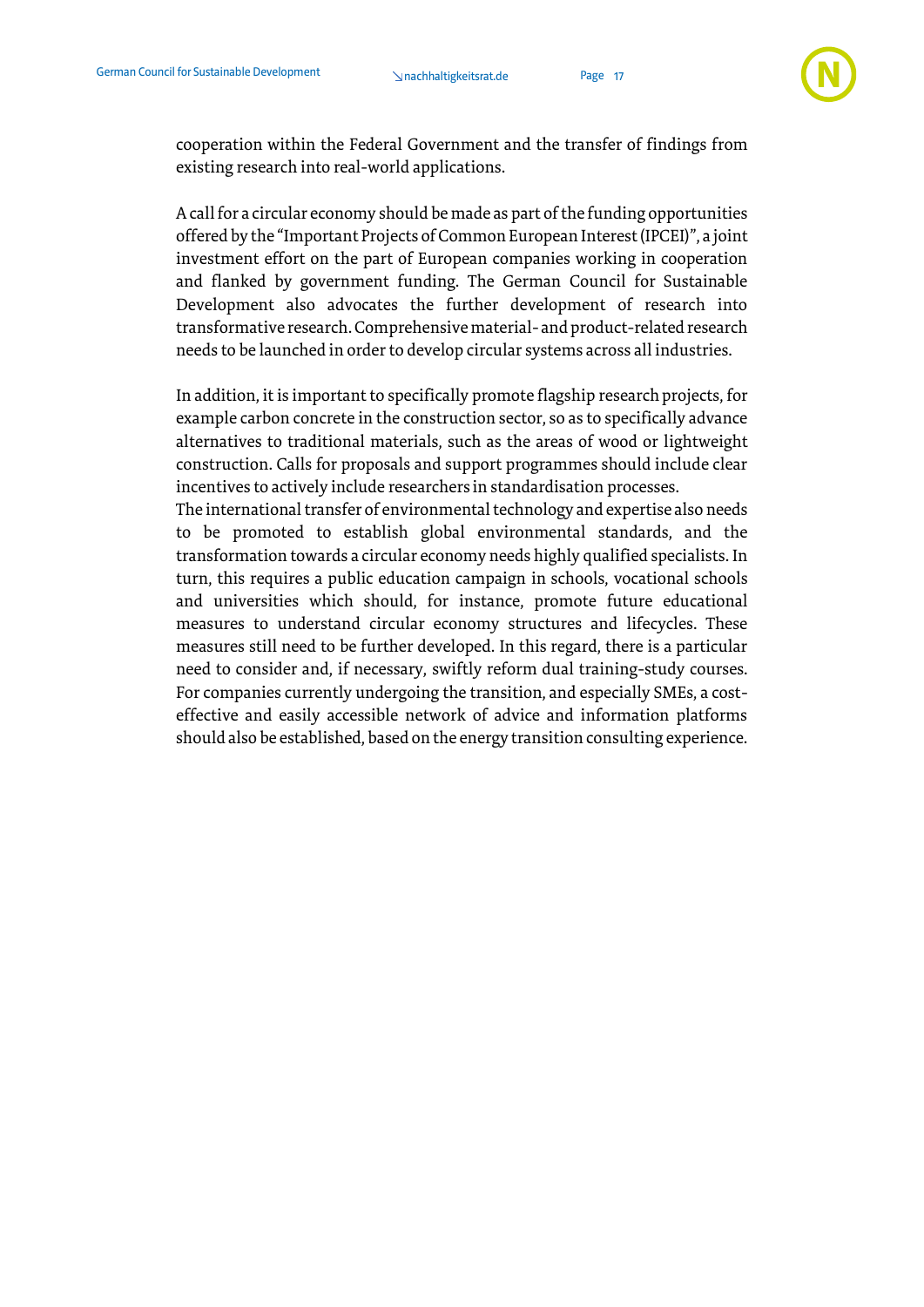cooperation within the Federal Government and the transfer of findings from existing research into real-world applications.

A call for a circular economy should be made as part of the funding opportunities offered by the "Important Projects of Common European Interest (IPCEI)", a joint investment effort on the part of European companies working in cooperation and flanked by government funding. The German Council for Sustainable Development also advocates the further development of research into transformative research. Comprehensive material- and product-related research needs to be launched in order to develop circular systems across all industries.

In addition, it is important to specifically promote flagship research projects, for example carbon concrete in the construction sector, so as to specifically advance alternatives to traditional materials, such as the areas of wood or lightweight construction. Calls for proposals and support programmes should include clear incentives to actively include researchers in standardisation processes.
The international transfer of environmental technology and expertise also needs to be promoted to establish global environmental standards, and the transformation towards a circular economy needs highly qualified specialists. In turn, this requires a public education campaign in schools, vocational schools and universities which should, for instance, promote future educational measures to understand circular economy structures and lifecycles. These measures still need to be further developed. In this regard, there is a particular need to consider and, if necessary, swiftly reform dual training-study courses. For companies currently undergoing the transition, and especially SMEs, a cost-effective and easily accessible network of advice and information platforms should also be established, based on the energy transition consulting experience.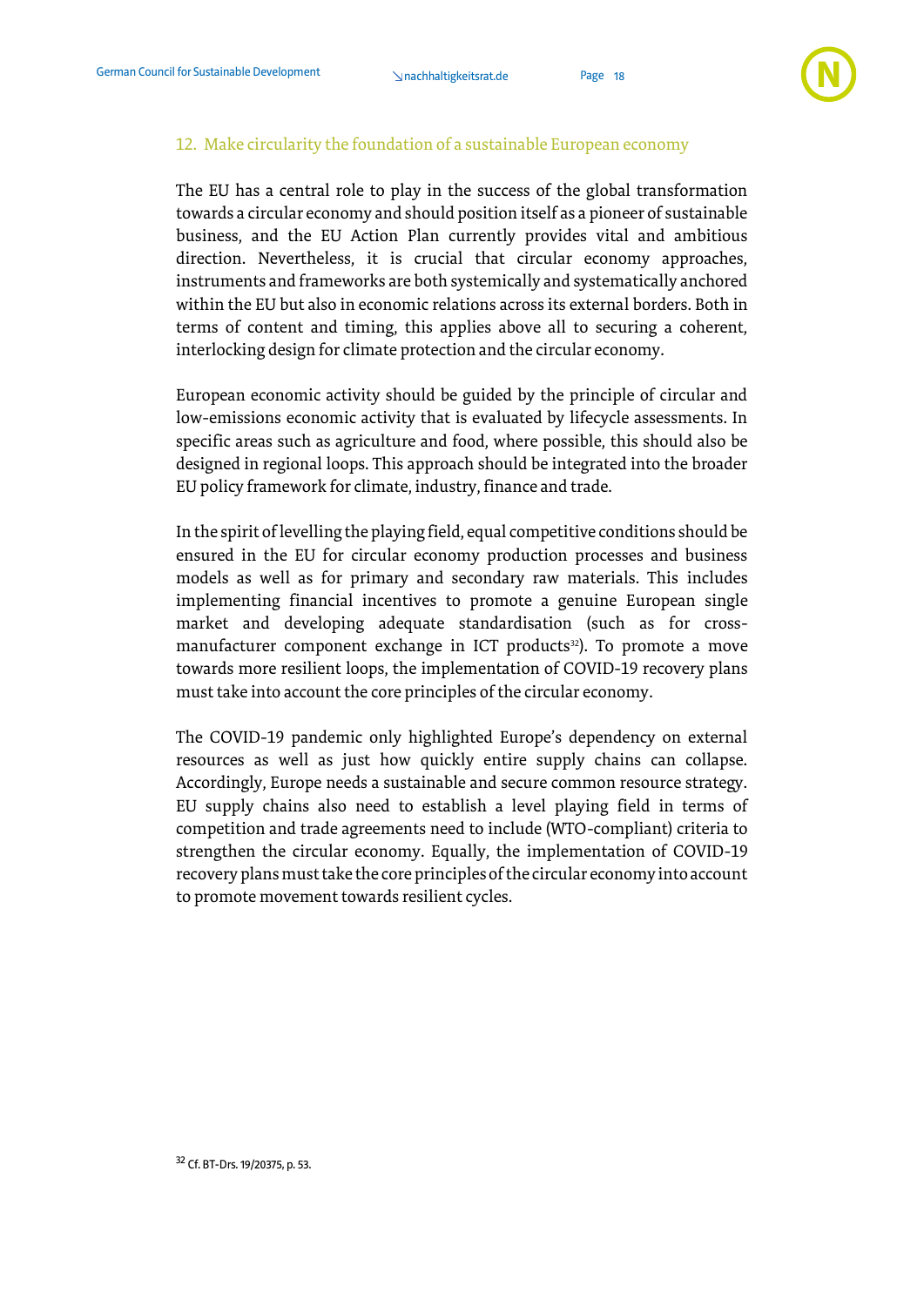## 12. Make circularity the foundation of a sustainable European economy

The EU has a central role to play in the success of the global transformation towards a circular economy and should position itself as a pioneer of sustainable business, and the EU Action Plan currently provides vital and ambitious direction. Nevertheless, it is crucial that circular economy approaches, instruments and frameworks are both systemically and systematically anchored within the EU but also in economic relations across its external borders. Both in terms of content and timing, this applies above all to securing a coherent, interlocking design for climate protection and the circular economy.

European economic activity should be guided by the principle of circular and low-emissions economic activity that is evaluated by lifecycle assessments. In specific areas such as agriculture and food, where possible, this should also be designed in regional loops. This approach should be integrated into the broader EU policy framework for climate, industry, finance and trade.

In the spirit of levelling the playing field, equal competitive conditions should be ensured in the EU for circular economy production processes and business models as well as for primary and secondary raw materials. This includes implementing financial incentives to promote a genuine European single market and developing adequate standardisation (such as for cross-manufacturer component exchange in ICT products[32]). To promote a move towards more resilient loops, the implementation of COVID-19 recovery plans must take into account the core principles of the circular economy.

The COVID-19 pandemic only highlighted Europe's dependency on external resources as well as just how quickly entire supply chains can collapse. Accordingly, Europe needs a sustainable and secure common resource strategy. EU supply chains also need to establish a level playing field in terms of competition and trade agreements need to include (WTO-compliant) criteria to strengthen the circular economy. Equally, the implementation of COVID-19 recovery plans must take the core principles of the circular economy into account to promote movement towards resilient cycles.

[32] Cf. BT-Drs. 19/20375, p. 53.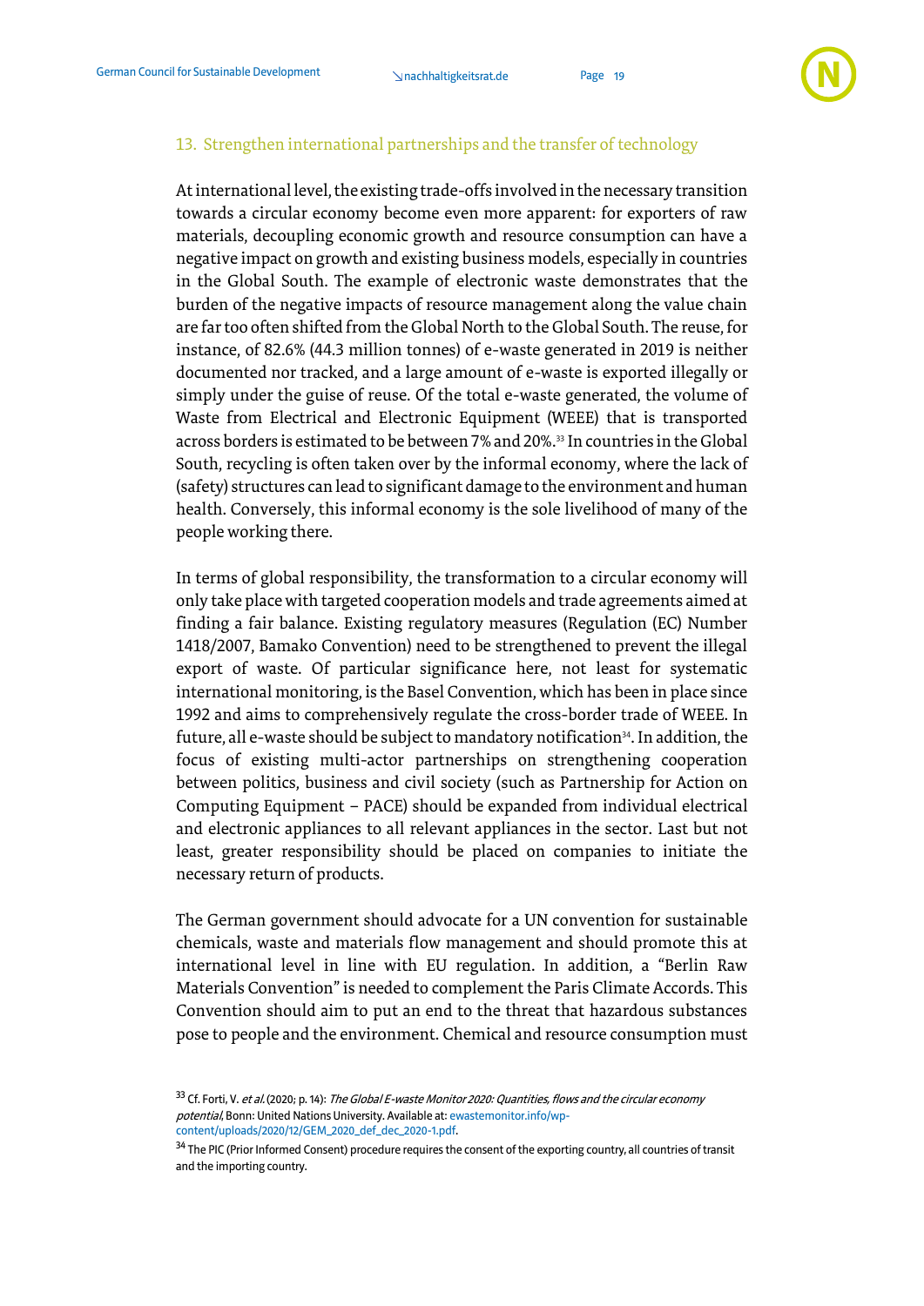## 13. Strengthen international partnerships and the transfer of technology

At international level, the existing trade-offs involved in the necessary transition towards a circular economy become even more apparent: for exporters of raw materials, decoupling economic growth and resource consumption can have a negative impact on growth and existing business models, especially in countries in the Global South. The example of electronic waste demonstrates that the burden of the negative impacts of resource management along the value chain are far too often shifted from the Global North to the Global South. The reuse, for instance, of 82.6% (44.3 million tonnes) of e-waste generated in 2019 is neither documented nor tracked, and a large amount of e-waste is exported illegally or simply under the guise of reuse. Of the total e-waste generated, the volume of Waste from Electrical and Electronic Equipment (WEEE) that is transported across borders is estimated to be between 7% and 20%.[33] In countries in the Global South, recycling is often taken over by the informal economy, where the lack of (safety) structures can lead to significant damage to the environment and human health. Conversely, this informal economy is the sole livelihood of many of the people working there.

In terms of global responsibility, the transformation to a circular economy will only take place with targeted cooperation models and trade agreements aimed at finding a fair balance. Existing regulatory measures (Regulation (EC) Number 1418/2007, Bamako Convention) need to be strengthened to prevent the illegal export of waste. Of particular significance here, not least for systematic international monitoring, is the Basel Convention, which has been in place since 1992 and aims to comprehensively regulate the cross-border trade of WEEE. In future, all e-waste should be subject to mandatory notification[34]. In addition, the focus of existing multi-actor partnerships on strengthening cooperation between politics, business and civil society (such as Partnership for Action on Computing Equipment – PACE) should be expanded from individual electrical and electronic appliances to all relevant appliances in the sector. Last but not least, greater responsibility should be placed on companies to initiate the necessary return of products.

The German government should advocate for a UN convention for sustainable chemicals, waste and materials flow management and should promote this at international level in line with EU regulation. In addition, a "Berlin Raw Materials Convention" is needed to complement the Paris Climate Accords. This Convention should aim to put an end to the threat that hazardous substances pose to people and the environment. Chemical and resource consumption must

---

[33] Cf. Forti, V. *et al.* (2020; p. 14): *The Global E-waste Monitor 2020: Quantities, flows and the circular economy potential*, Bonn: United Nations University. Available at: ewastemonitor.info/wp-content/uploads/2020/12/GEM_2020_def_dec_2020-1.pdf.

[34] The PIC (Prior Informed Consent) procedure requires the consent of the exporting country, all countries of transit and the importing country.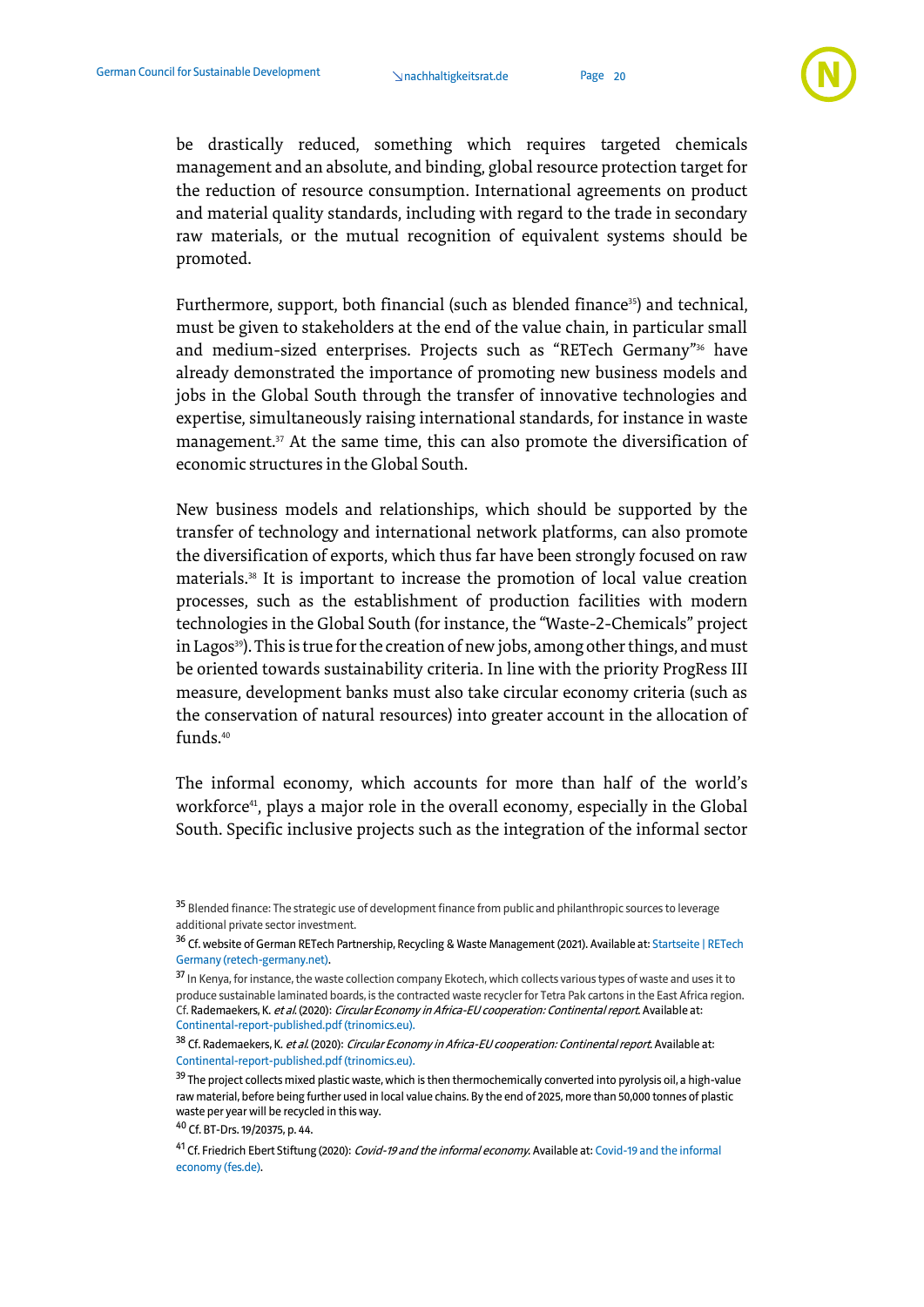be drastically reduced, something which requires targeted chemicals management and an absolute, and binding, global resource protection target for the reduction of resource consumption. International agreements on product and material quality standards, including with regard to the trade in secondary raw materials, or the mutual recognition of equivalent systems should be promoted.

Furthermore, support, both financial (such as blended finance[35]) and technical, must be given to stakeholders at the end of the value chain, in particular small and medium-sized enterprises. Projects such as "RETech Germany"[36] have already demonstrated the importance of promoting new business models and jobs in the Global South through the transfer of innovative technologies and expertise, simultaneously raising international standards, for instance in waste management.[37] At the same time, this can also promote the diversification of economic structures in the Global South.

New business models and relationships, which should be supported by the transfer of technology and international network platforms, can also promote the diversification of exports, which thus far have been strongly focused on raw materials.[38] It is important to increase the promotion of local value creation processes, such as the establishment of production facilities with modern technologies in the Global South (for instance, the "Waste-2-Chemicals" project in Lagos[39]). This is true for the creation of new jobs, among other things, and must be oriented towards sustainability criteria. In line with the priority ProgRess III measure, development banks must also take circular economy criteria (such as the conservation of natural resources) into greater account in the allocation of funds.[40]

The informal economy, which accounts for more than half of the world's workforce[41], plays a major role in the overall economy, especially in the Global South. Specific inclusive projects such as the integration of the informal sector

---

[35] Blended finance: The strategic use of development finance from public and philanthropic sources to leverage additional private sector investment.

[36] Cf. website of German RETech Partnership, Recycling & Waste Management (2021). Available at: Startseite | RETech Germany (retech-germany.net).

[37] In Kenya, for instance, the waste collection company Ekotech, which collects various types of waste and uses it to produce sustainable laminated boards, is the contracted waste recycler for Tetra Pak cartons in the East Africa region. Cf. Rademaekers, K. *et al.* (2020): *Circular Economy in Africa-EU cooperation: Continental report.* Available at: Continental-report-published.pdf (trinomics.eu).

[38] Cf. Rademaekers, K. *et al.* (2020): *Circular Economy in Africa-EU cooperation: Continental report.* Available at: Continental-report-published.pdf (trinomics.eu).

[39] The project collects mixed plastic waste, which is then thermochemically converted into pyrolysis oil, a high-value raw material, before being further used in local value chains. By the end of 2025, more than 50,000 tonnes of plastic waste per year will be recycled in this way.

[40] Cf. BT-Drs. 19/20375, p. 44.

[41] Cf. Friedrich Ebert Stiftung (2020): *Covid-19 and the informal economy.* Available at: Covid-19 and the informal economy (fes.de).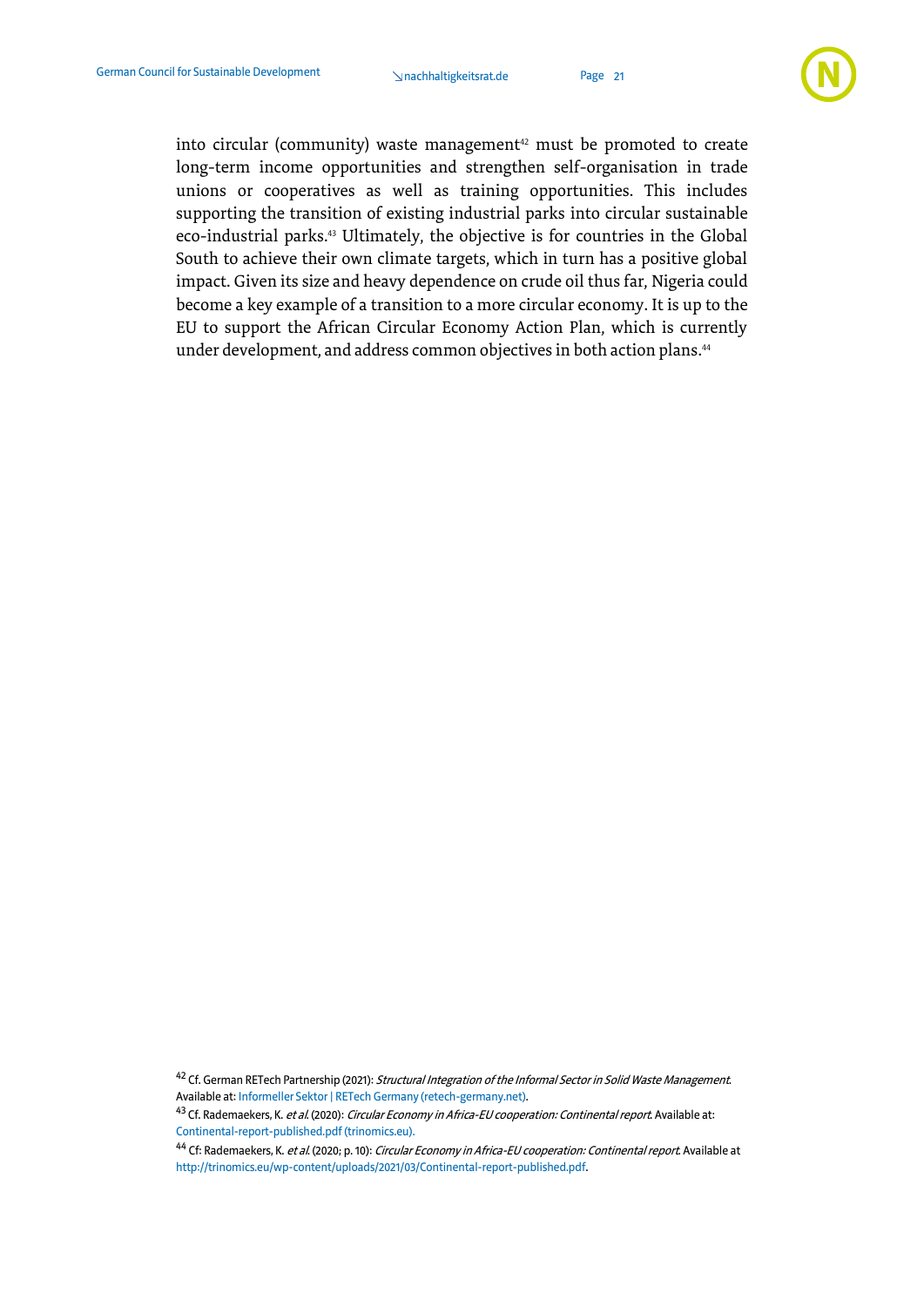into circular (community) waste management[42] must be promoted to create long-term income opportunities and strengthen self-organisation in trade unions or cooperatives as well as training opportunities. This includes supporting the transition of existing industrial parks into circular sustainable eco-industrial parks.[43] Ultimately, the objective is for countries in the Global South to achieve their own climate targets, which in turn has a positive global impact. Given its size and heavy dependence on crude oil thus far, Nigeria could become a key example of a transition to a more circular economy. It is up to the EU to support the African Circular Economy Action Plan, which is currently under development, and address common objectives in both action plans.[44]

---

[42] Cf. German RETech Partnership (2021): *Structural Integration of the Informal Sector in Solid Waste Management*. Available at: Informeller Sektor | RETech Germany (retech-germany.net).

[43] Cf. Rademaekers, K. *et al.* (2020): *Circular Economy in Africa-EU cooperation: Continental report*. Available at: Continental-report-published.pdf (trinomics.eu).

[44] Cf: Rademaekers, K. *et al.* (2020; p. 10): *Circular Economy in Africa-EU cooperation: Continental report*. Available at http://trinomics.eu/wp-content/uploads/2021/03/Continental-report-published.pdf.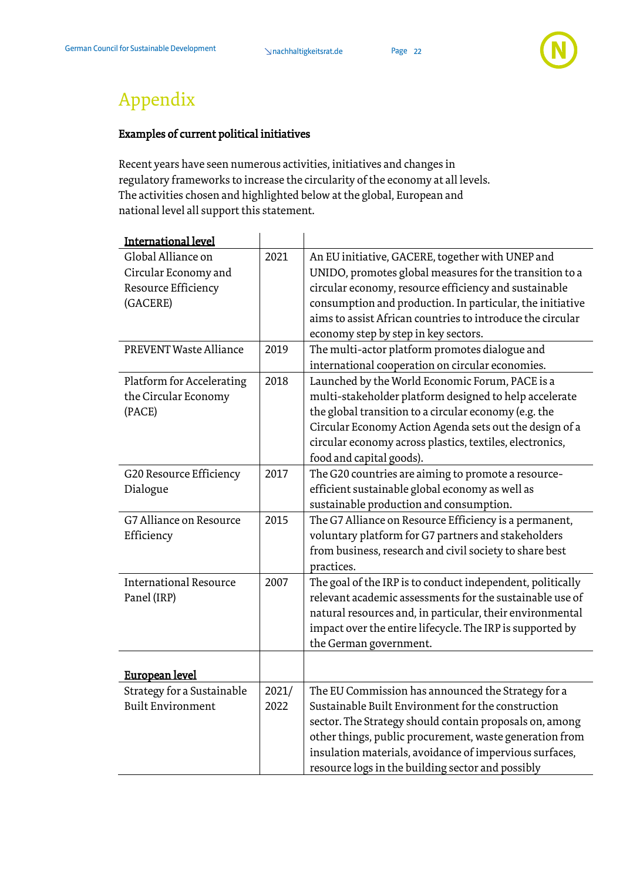# Appendix

**Examples of current political initiatives**

Recent years have seen numerous activities, initiatives and changes in regulatory frameworks to increase the circularity of the economy at all levels. The activities chosen and highlighted below at the global, European and national level all support this statement.

| **International level** | | |
|---|---|---|
| Global Alliance on Circular Economy and Resource Efficiency (GACERE) | 2021 | An EU initiative, GACERE, together with UNEP and UNIDO, promotes global measures for the transition to a circular economy, resource efficiency and sustainable consumption and production. In particular, the initiative aims to assist African countries to introduce the circular economy step by step in key sectors. |
| PREVENT Waste Alliance | 2019 | The multi-actor platform promotes dialogue and international cooperation on circular economies. |
| Platform for Accelerating the Circular Economy (PACE) | 2018 | Launched by the World Economic Forum, PACE is a multi-stakeholder platform designed to help accelerate the global transition to a circular economy (e.g. the Circular Economy Action Agenda sets out the design of a circular economy across plastics, textiles, electronics, food and capital goods). |
| G20 Resource Efficiency Dialogue | 2017 | The G20 countries are aiming to promote a resource-efficient sustainable global economy as well as sustainable production and consumption. |
| G7 Alliance on Resource Efficiency | 2015 | The G7 Alliance on Resource Efficiency is a permanent, voluntary platform for G7 partners and stakeholders from business, research and civil society to share best practices. |
| International Resource Panel (IRP) | 2007 | The goal of the IRP is to conduct independent, politically relevant academic assessments for the sustainable use of natural resources and, in particular, their environmental impact over the entire lifecycle. The IRP is supported by the German government. |
| **European level** | | |
| Strategy for a Sustainable Built Environment | 2021/ 2022 | The EU Commission has announced the Strategy for a Sustainable Built Environment for the construction sector. The Strategy should contain proposals on, among other things, public procurement, waste generation from insulation materials, avoidance of impervious surfaces, resource logs in the building sector and possibly |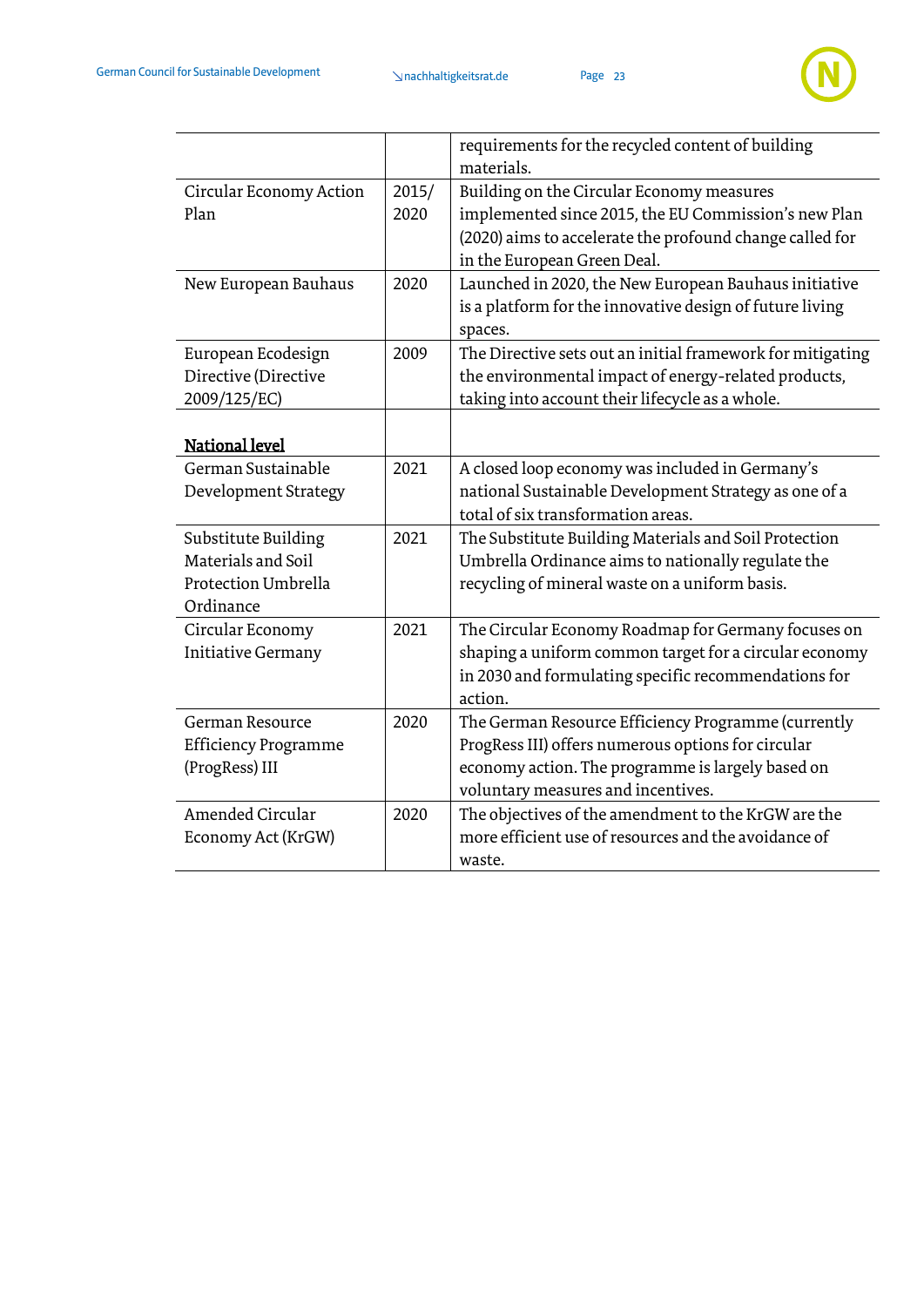| | | |
|---|---|---|
| | | requirements for the recycled content of building materials. |
| Circular Economy Action Plan | 2015/ 2020 | Building on the Circular Economy measures implemented since 2015, the EU Commission's new Plan (2020) aims to accelerate the profound change called for in the European Green Deal. |
| New European Bauhaus | 2020 | Launched in 2020, the New European Bauhaus initiative is a platform for the innovative design of future living spaces. |
| European Ecodesign Directive (Directive 2009/125/EC) | 2009 | The Directive sets out an initial framework for mitigating the environmental impact of energy-related products, taking into account their lifecycle as a whole. |
| **National level** | | |
| German Sustainable Development Strategy | 2021 | A closed loop economy was included in Germany's national Sustainable Development Strategy as one of a total of six transformation areas. |
| Substitute Building Materials and Soil Protection Umbrella Ordinance | 2021 | The Substitute Building Materials and Soil Protection Umbrella Ordinance aims to nationally regulate the recycling of mineral waste on a uniform basis. |
| Circular Economy Initiative Germany | 2021 | The Circular Economy Roadmap for Germany focuses on shaping a uniform common target for a circular economy in 2030 and formulating specific recommendations for action. |
| German Resource Efficiency Programme (ProgRess) III | 2020 | The German Resource Efficiency Programme (currently ProgRess III) offers numerous options for circular economy action. The programme is largely based on voluntary measures and incentives. |
| Amended Circular Economy Act (KrGW) | 2020 | The objectives of the amendment to the KrGW are the more efficient use of resources and the avoidance of waste. |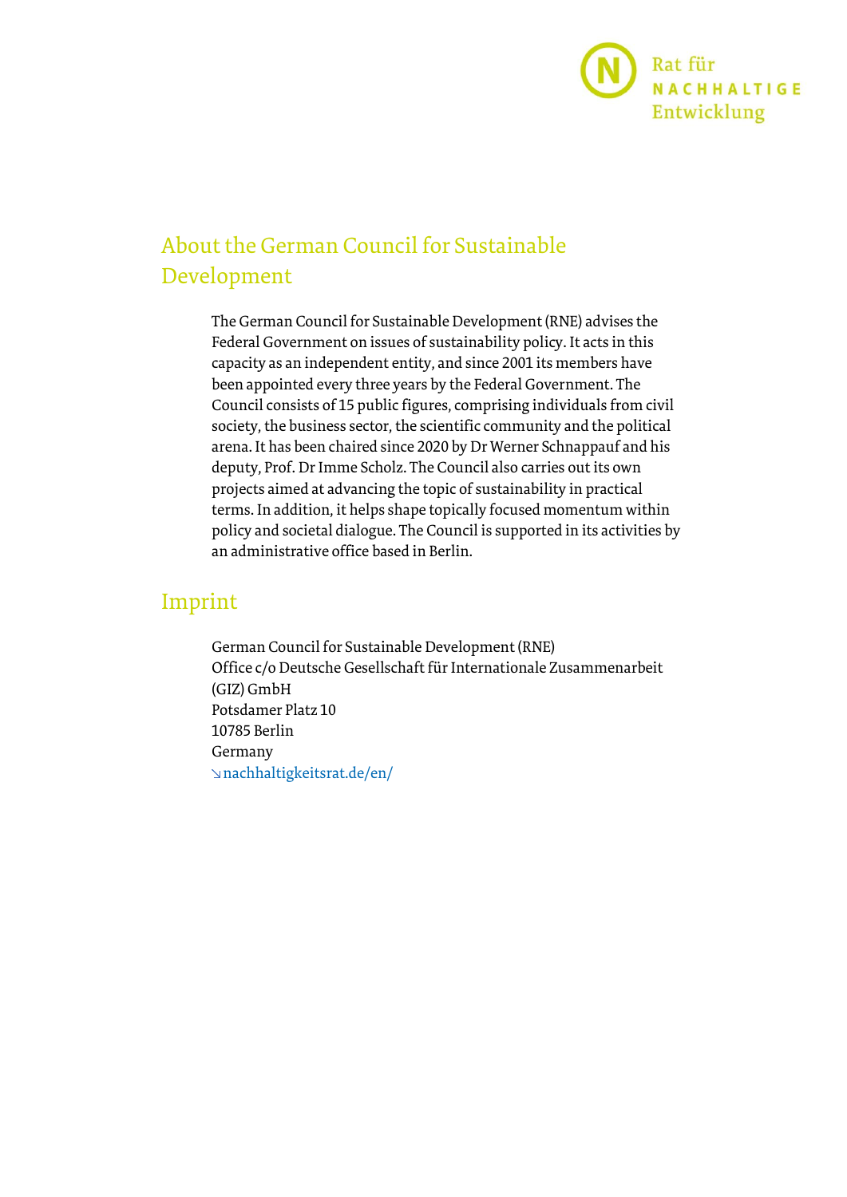Rat für
NACHHALTIGE
Entwicklung

## About the German Council for Sustainable Development

The German Council for Sustainable Development (RNE) advises the Federal Government on issues of sustainability policy. It acts in this capacity as an independent entity, and since 2001 its members have been appointed every three years by the Federal Government. The Council consists of 15 public figures, comprising individuals from civil society, the business sector, the scientific community and the political arena. It has been chaired since 2020 by Dr Werner Schnappauf and his deputy, Prof. Dr Imme Scholz. The Council also carries out its own projects aimed at advancing the topic of sustainability in practical terms. In addition, it helps shape topically focused momentum within policy and societal dialogue. The Council is supported in its activities by an administrative office based in Berlin.

## Imprint

German Council for Sustainable Development (RNE)
Office c/o Deutsche Gesellschaft für Internationale Zusammenarbeit (GIZ) GmbH
Potsdamer Platz 10
10785 Berlin
Germany
↘nachhaltigkeitsrat.de/en/